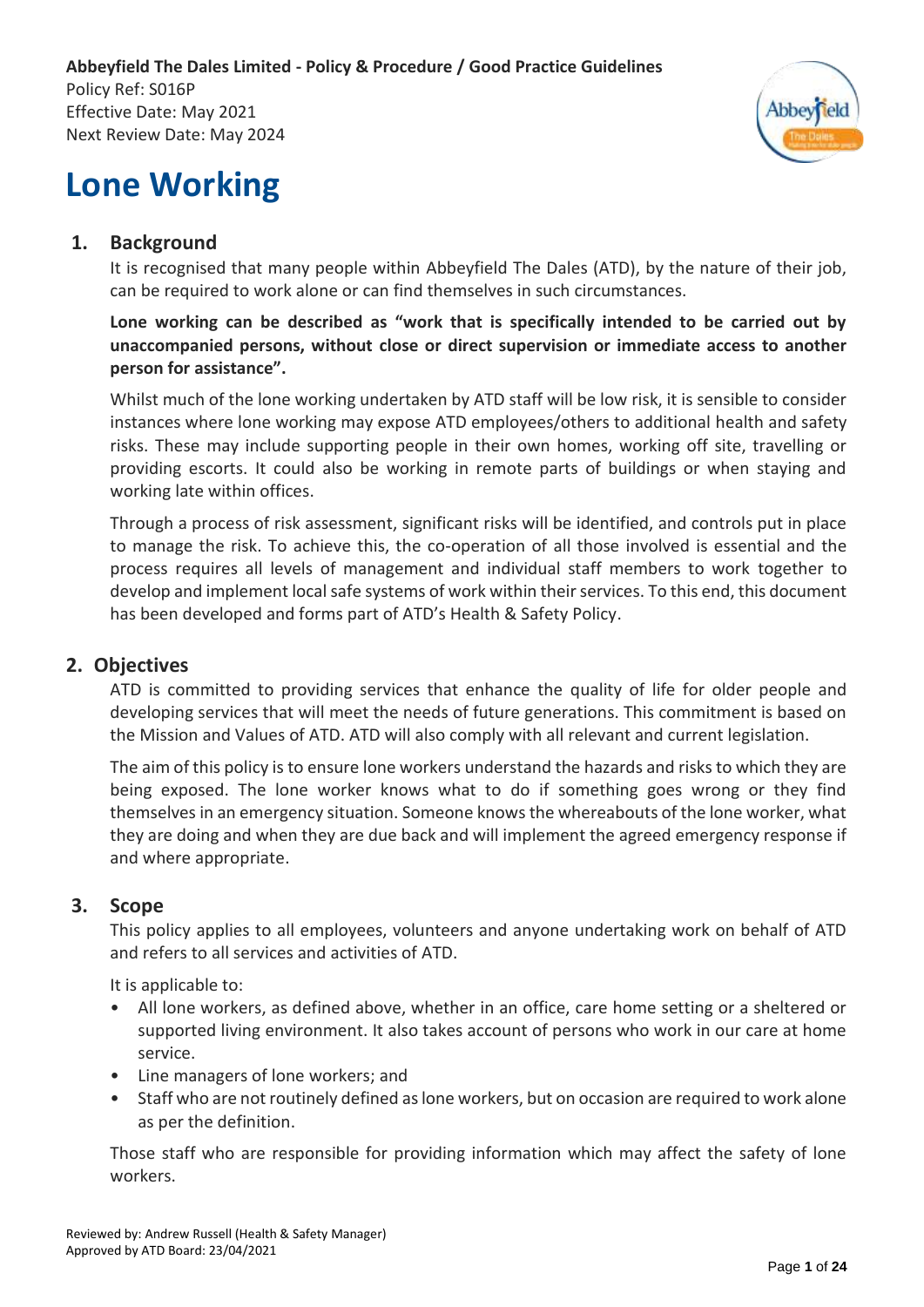**Abbeyfield The Dales Limited - Policy & Procedure / Good Practice Guidelines**
Policy Ref: S016P
Effective Date: May 2021
Next Review Date: May 2024

# Lone Working

## 1. Background

It is recognised that many people within Abbeyfield The Dales (ATD), by the nature of their job, can be required to work alone or can find themselves in such circumstances.

**Lone working can be described as "work that is specifically intended to be carried out by unaccompanied persons, without close or direct supervision or immediate access to another person for assistance".**

Whilst much of the lone working undertaken by ATD staff will be low risk, it is sensible to consider instances where lone working may expose ATD employees/others to additional health and safety risks. These may include supporting people in their own homes, working off site, travelling or providing escorts. It could also be working in remote parts of buildings or when staying and working late within offices.

Through a process of risk assessment, significant risks will be identified, and controls put in place to manage the risk. To achieve this, the co-operation of all those involved is essential and the process requires all levels of management and individual staff members to work together to develop and implement local safe systems of work within their services. To this end, this document has been developed and forms part of ATD's Health & Safety Policy.

## 2. Objectives

ATD is committed to providing services that enhance the quality of life for older people and developing services that will meet the needs of future generations. This commitment is based on the Mission and Values of ATD. ATD will also comply with all relevant and current legislation.

The aim of this policy is to ensure lone workers understand the hazards and risks to which they are being exposed. The lone worker knows what to do if something goes wrong or they find themselves in an emergency situation. Someone knows the whereabouts of the lone worker, what they are doing and when they are due back and will implement the agreed emergency response if and where appropriate.

## 3. Scope

This policy applies to all employees, volunteers and anyone undertaking work on behalf of ATD and refers to all services and activities of ATD.

It is applicable to:

- All lone workers, as defined above, whether in an office, care home setting or a sheltered or supported living environment. It also takes account of persons who work in our care at home service.
- Line managers of lone workers; and
- Staff who are not routinely defined as lone workers, but on occasion are required to work alone as per the definition.

Those staff who are responsible for providing information which may affect the safety of lone workers.

Reviewed by: Andrew Russell (Health & Safety Manager)
Approved by ATD Board: 23/04/2021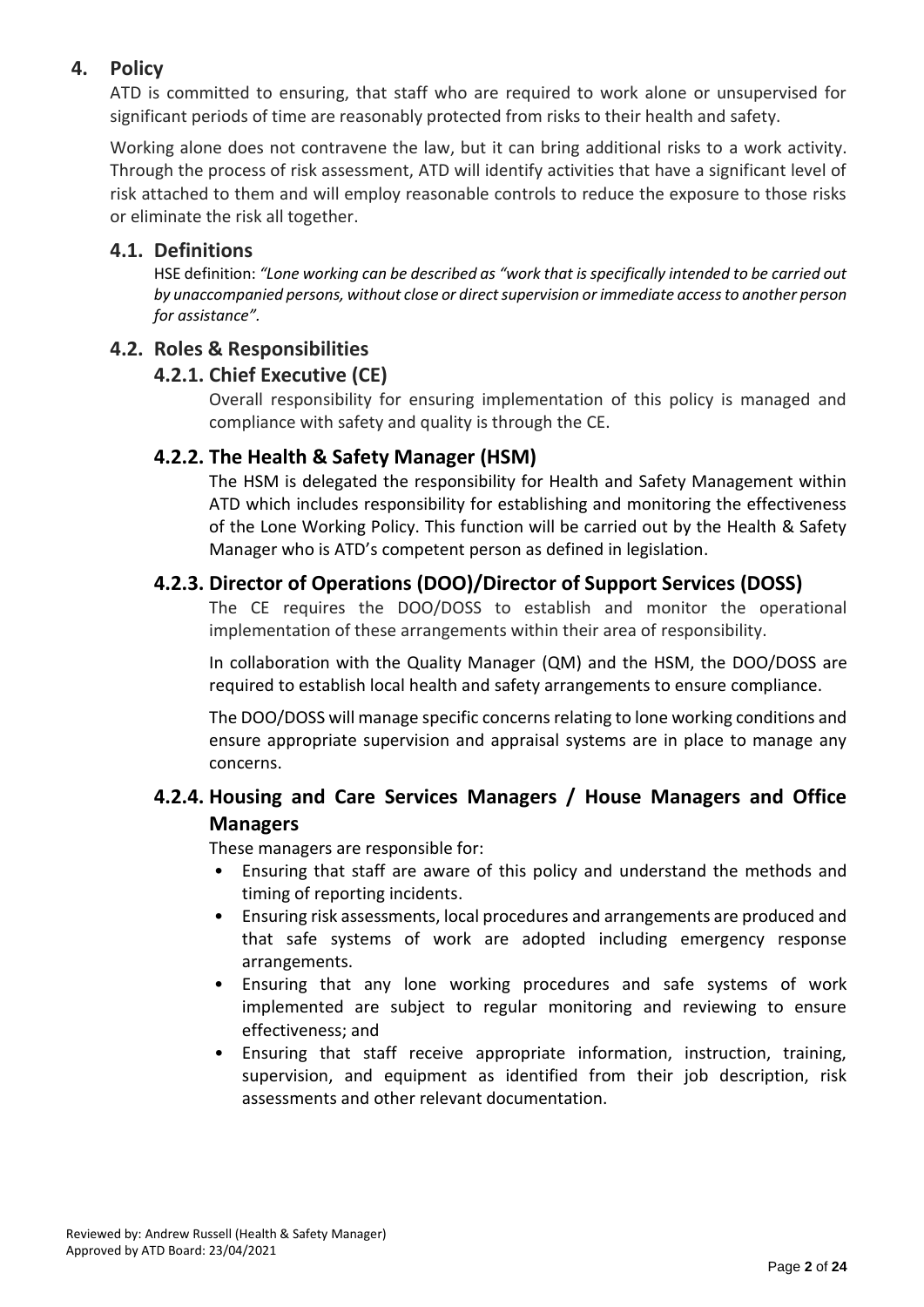# 4. Policy

ATD is committed to ensuring, that staff who are required to work alone or unsupervised for significant periods of time are reasonably protected from risks to their health and safety.

Working alone does not contravene the law, but it can bring additional risks to a work activity. Through the process of risk assessment, ATD will identify activities that have a significant level of risk attached to them and will employ reasonable controls to reduce the exposure to those risks or eliminate the risk all together.

## 4.1. Definitions

HSE definition: *"Lone working can be described as "work that is specifically intended to be carried out by unaccompanied persons, without close or direct supervision or immediate access to another person for assistance".*

## 4.2. Roles & Responsibilities

### 4.2.1. Chief Executive (CE)

Overall responsibility for ensuring implementation of this policy is managed and compliance with safety and quality is through the CE.

### 4.2.2. The Health & Safety Manager (HSM)

The HSM is delegated the responsibility for Health and Safety Management within ATD which includes responsibility for establishing and monitoring the effectiveness of the Lone Working Policy. This function will be carried out by the Health & Safety Manager who is ATD's competent person as defined in legislation.

### 4.2.3. Director of Operations (DOO)/Director of Support Services (DOSS)

The CE requires the DOO/DOSS to establish and monitor the operational implementation of these arrangements within their area of responsibility.

In collaboration with the Quality Manager (QM) and the HSM, the DOO/DOSS are required to establish local health and safety arrangements to ensure compliance.

The DOO/DOSS will manage specific concerns relating to lone working conditions and ensure appropriate supervision and appraisal systems are in place to manage any concerns.

### 4.2.4. Housing and Care Services Managers / House Managers and Office Managers

These managers are responsible for:

- Ensuring that staff are aware of this policy and understand the methods and timing of reporting incidents.
- Ensuring risk assessments, local procedures and arrangements are produced and that safe systems of work are adopted including emergency response arrangements.
- Ensuring that any lone working procedures and safe systems of work implemented are subject to regular monitoring and reviewing to ensure effectiveness; and
- Ensuring that staff receive appropriate information, instruction, training, supervision, and equipment as identified from their job description, risk assessments and other relevant documentation.

Reviewed by: Andrew Russell (Health & Safety Manager)
Approved by ATD Board: 23/04/2021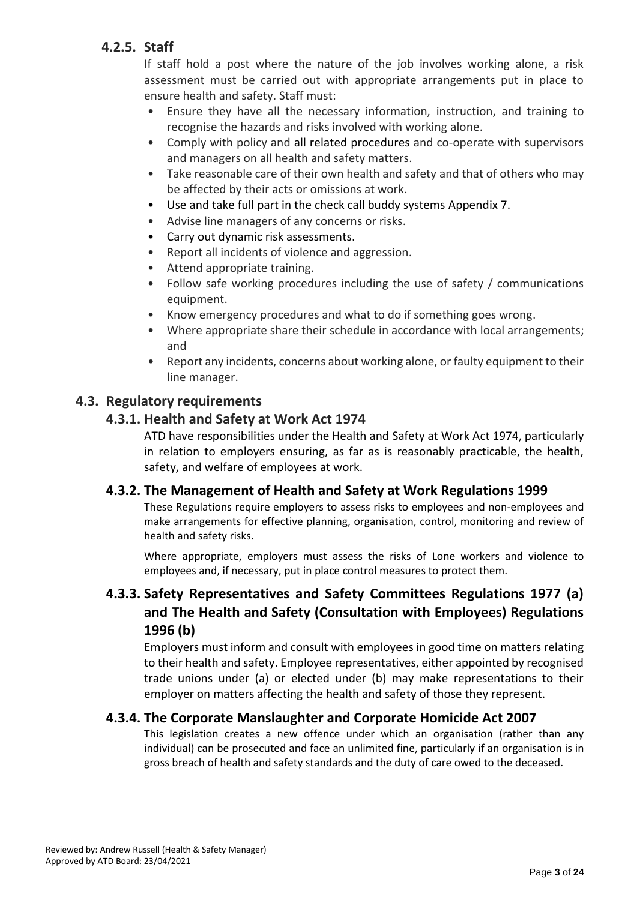### 4.2.5. Staff

If staff hold a post where the nature of the job involves working alone, a risk assessment must be carried out with appropriate arrangements put in place to ensure health and safety. Staff must:

- Ensure they have all the necessary information, instruction, and training to recognise the hazards and risks involved with working alone.
- Comply with policy and all related procedures and co-operate with supervisors and managers on all health and safety matters.
- Take reasonable care of their own health and safety and that of others who may be affected by their acts or omissions at work.
- Use and take full part in the check call buddy systems Appendix 7.
- Advise line managers of any concerns or risks.
- Carry out dynamic risk assessments.
- Report all incidents of violence and aggression.
- Attend appropriate training.
- Follow safe working procedures including the use of safety / communications equipment.
- Know emergency procedures and what to do if something goes wrong.
- Where appropriate share their schedule in accordance with local arrangements; and
- Report any incidents, concerns about working alone, or faulty equipment to their line manager.

## 4.3. Regulatory requirements

### 4.3.1. Health and Safety at Work Act 1974

ATD have responsibilities under the Health and Safety at Work Act 1974, particularly in relation to employers ensuring, as far as is reasonably practicable, the health, safety, and welfare of employees at work.

### 4.3.2. The Management of Health and Safety at Work Regulations 1999

These Regulations require employers to assess risks to employees and non-employees and make arrangements for effective planning, organisation, control, monitoring and review of health and safety risks.

Where appropriate, employers must assess the risks of Lone workers and violence to employees and, if necessary, put in place control measures to protect them.

### 4.3.3. Safety Representatives and Safety Committees Regulations 1977 (a) and The Health and Safety (Consultation with Employees) Regulations 1996 (b)

Employers must inform and consult with employees in good time on matters relating to their health and safety. Employee representatives, either appointed by recognised trade unions under (a) or elected under (b) may make representations to their employer on matters affecting the health and safety of those they represent.

### 4.3.4. The Corporate Manslaughter and Corporate Homicide Act 2007

This legislation creates a new offence under which an organisation (rather than any individual) can be prosecuted and face an unlimited fine, particularly if an organisation is in gross breach of health and safety standards and the duty of care owed to the deceased.

Reviewed by: Andrew Russell (Health & Safety Manager)
Approved by ATD Board: 23/04/2021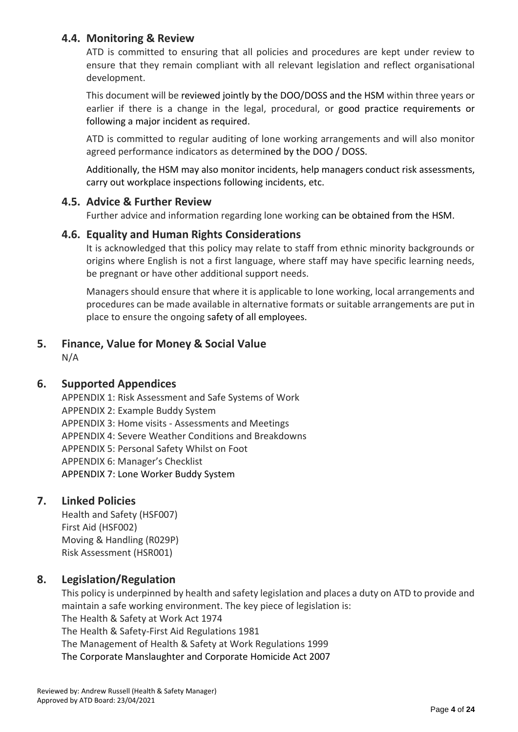### 4.4. Monitoring & Review

ATD is committed to ensuring that all policies and procedures are kept under review to ensure that they remain compliant with all relevant legislation and reflect organisational development.

This document will be reviewed jointly by the DOO/DOSS and the HSM within three years or earlier if there is a change in the legal, procedural, or good practice requirements or following a major incident as required.

ATD is committed to regular auditing of lone working arrangements and will also monitor agreed performance indicators as determined by the DOO / DOSS.

Additionally, the HSM may also monitor incidents, help managers conduct risk assessments, carry out workplace inspections following incidents, etc.

### 4.5. Advice & Further Review

Further advice and information regarding lone working can be obtained from the HSM.

### 4.6. Equality and Human Rights Considerations

It is acknowledged that this policy may relate to staff from ethnic minority backgrounds or origins where English is not a first language, where staff may have specific learning needs, be pregnant or have other additional support needs.

Managers should ensure that where it is applicable to lone working, local arrangements and procedures can be made available in alternative formats or suitable arrangements are put in place to ensure the ongoing safety of all employees.

## 5. Finance, Value for Money & Social Value

N/A

## 6. Supported Appendices

APPENDIX 1: Risk Assessment and Safe Systems of Work
APPENDIX 2: Example Buddy System
APPENDIX 3: Home visits - Assessments and Meetings
APPENDIX 4: Severe Weather Conditions and Breakdowns
APPENDIX 5: Personal Safety Whilst on Foot
APPENDIX 6: Manager's Checklist
APPENDIX 7: Lone Worker Buddy System

## 7. Linked Policies

Health and Safety (HSF007)
First Aid (HSF002)
Moving & Handling (R029P)
Risk Assessment (HSR001)

## 8. Legislation/Regulation

This policy is underpinned by health and safety legislation and places a duty on ATD to provide and maintain a safe working environment. The key piece of legislation is:
The Health & Safety at Work Act 1974
The Health & Safety-First Aid Regulations 1981
The Management of Health & Safety at Work Regulations 1999
The Corporate Manslaughter and Corporate Homicide Act 2007

Reviewed by: Andrew Russell (Health & Safety Manager)
Approved by ATD Board: 23/04/2021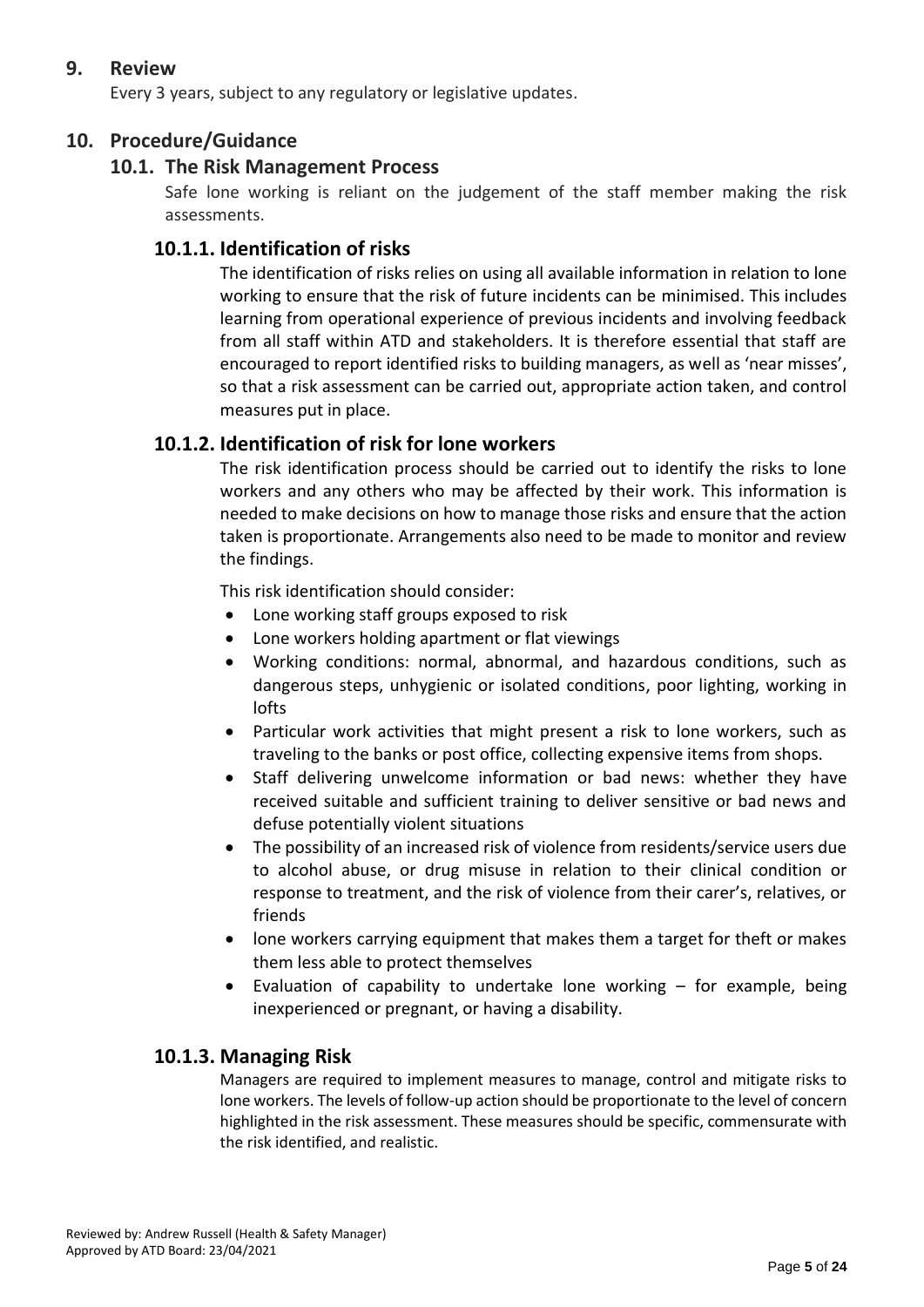## 9. Review

Every 3 years, subject to any regulatory or legislative updates.

## 10. Procedure/Guidance

### 10.1. The Risk Management Process

Safe lone working is reliant on the judgement of the staff member making the risk assessments.

#### 10.1.1. Identification of risks

The identification of risks relies on using all available information in relation to lone working to ensure that the risk of future incidents can be minimised. This includes learning from operational experience of previous incidents and involving feedback from all staff within ATD and stakeholders. It is therefore essential that staff are encouraged to report identified risks to building managers, as well as 'near misses', so that a risk assessment can be carried out, appropriate action taken, and control measures put in place.

#### 10.1.2. Identification of risk for lone workers

The risk identification process should be carried out to identify the risks to lone workers and any others who may be affected by their work. This information is needed to make decisions on how to manage those risks and ensure that the action taken is proportionate. Arrangements also need to be made to monitor and review the findings.

This risk identification should consider:

- Lone working staff groups exposed to risk
- Lone workers holding apartment or flat viewings
- Working conditions: normal, abnormal, and hazardous conditions, such as dangerous steps, unhygienic or isolated conditions, poor lighting, working in lofts
- Particular work activities that might present a risk to lone workers, such as traveling to the banks or post office, collecting expensive items from shops.
- Staff delivering unwelcome information or bad news: whether they have received suitable and sufficient training to deliver sensitive or bad news and defuse potentially violent situations
- The possibility of an increased risk of violence from residents/service users due to alcohol abuse, or drug misuse in relation to their clinical condition or response to treatment, and the risk of violence from their carer's, relatives, or friends
- lone workers carrying equipment that makes them a target for theft or makes them less able to protect themselves
- Evaluation of capability to undertake lone working – for example, being inexperienced or pregnant, or having a disability.

#### 10.1.3. Managing Risk

Managers are required to implement measures to manage, control and mitigate risks to lone workers. The levels of follow-up action should be proportionate to the level of concern highlighted in the risk assessment. These measures should be specific, commensurate with the risk identified, and realistic.

Reviewed by: Andrew Russell (Health & Safety Manager)
Approved by ATD Board: 23/04/2021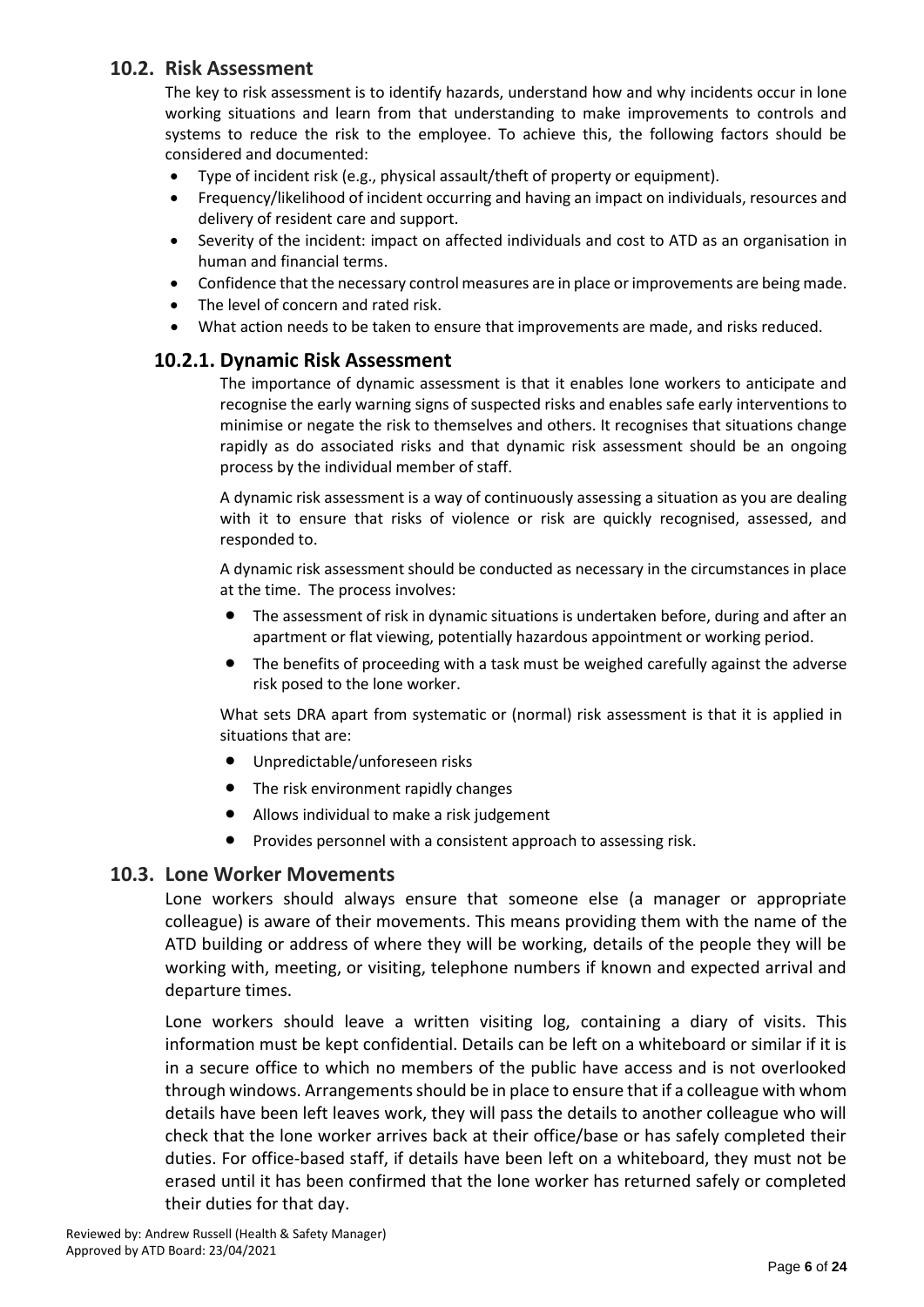## 10.2. Risk Assessment

The key to risk assessment is to identify hazards, understand how and why incidents occur in lone working situations and learn from that understanding to make improvements to controls and systems to reduce the risk to the employee. To achieve this, the following factors should be considered and documented:

- Type of incident risk (e.g., physical assault/theft of property or equipment).
- Frequency/likelihood of incident occurring and having an impact on individuals, resources and delivery of resident care and support.
- Severity of the incident: impact on affected individuals and cost to ATD as an organisation in human and financial terms.
- Confidence that the necessary control measures are in place or improvements are being made.
- The level of concern and rated risk.
- What action needs to be taken to ensure that improvements are made, and risks reduced.

### 10.2.1. Dynamic Risk Assessment

The importance of dynamic assessment is that it enables lone workers to anticipate and recognise the early warning signs of suspected risks and enables safe early interventions to minimise or negate the risk to themselves and others. It recognises that situations change rapidly as do associated risks and that dynamic risk assessment should be an ongoing process by the individual member of staff.

A dynamic risk assessment is a way of continuously assessing a situation as you are dealing with it to ensure that risks of violence or risk are quickly recognised, assessed, and responded to.

A dynamic risk assessment should be conducted as necessary in the circumstances in place at the time. The process involves:

- The assessment of risk in dynamic situations is undertaken before, during and after an apartment or flat viewing, potentially hazardous appointment or working period.
- The benefits of proceeding with a task must be weighed carefully against the adverse risk posed to the lone worker.

What sets DRA apart from systematic or (normal) risk assessment is that it is applied in situations that are:

- Unpredictable/unforeseen risks
- The risk environment rapidly changes
- Allows individual to make a risk judgement
- Provides personnel with a consistent approach to assessing risk.

## 10.3. Lone Worker Movements

Lone workers should always ensure that someone else (a manager or appropriate colleague) is aware of their movements. This means providing them with the name of the ATD building or address of where they will be working, details of the people they will be working with, meeting, or visiting, telephone numbers if known and expected arrival and departure times.

Lone workers should leave a written visiting log, containing a diary of visits. This information must be kept confidential. Details can be left on a whiteboard or similar if it is in a secure office to which no members of the public have access and is not overlooked through windows. Arrangements should be in place to ensure that if a colleague with whom details have been left leaves work, they will pass the details to another colleague who will check that the lone worker arrives back at their office/base or has safely completed their duties. For office-based staff, if details have been left on a whiteboard, they must not be erased until it has been confirmed that the lone worker has returned safely or completed their duties for that day.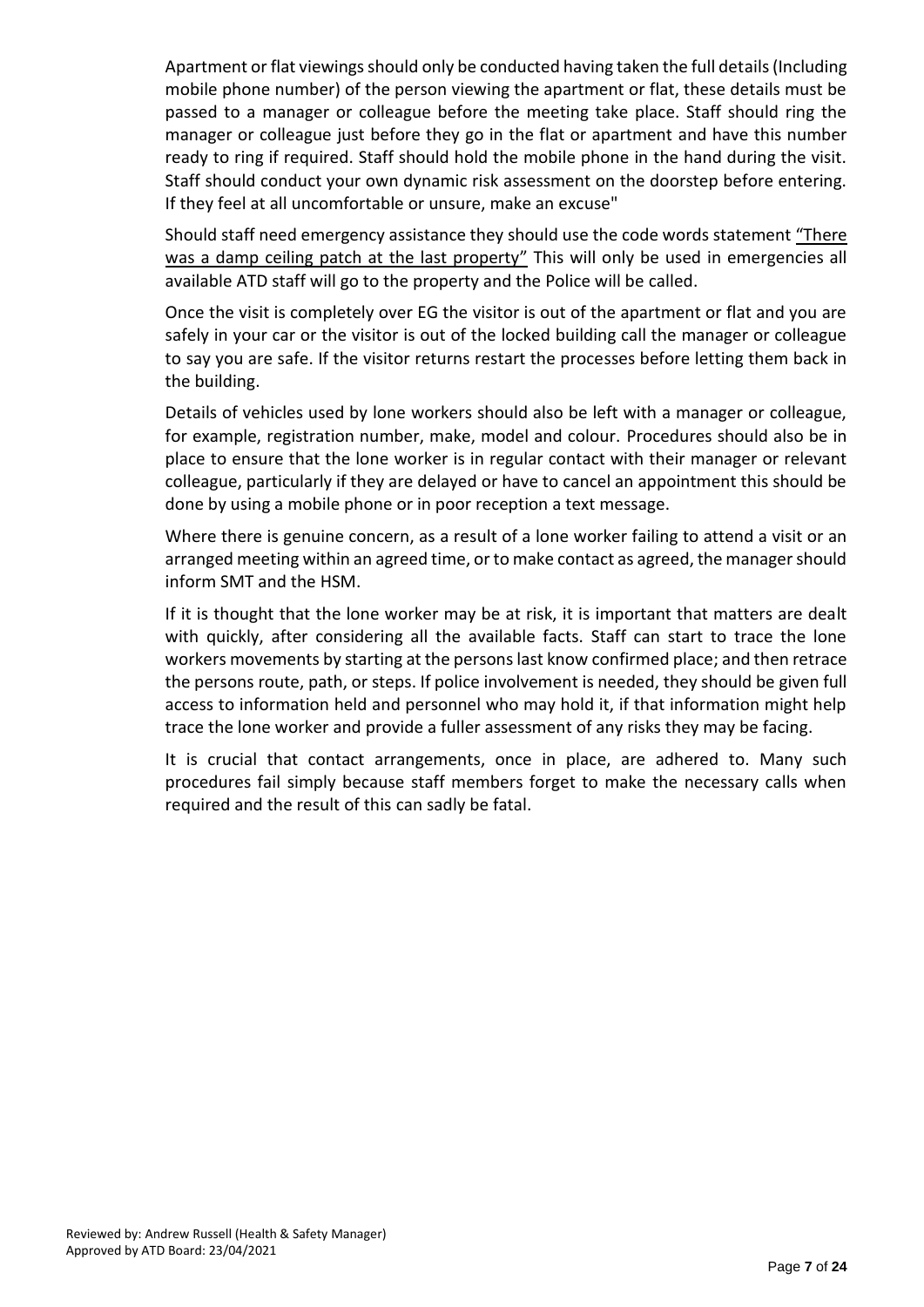Apartment or flat viewings should only be conducted having taken the full details (Including mobile phone number) of the person viewing the apartment or flat, these details must be passed to a manager or colleague before the meeting take place. Staff should ring the manager or colleague just before they go in the flat or apartment and have this number ready to ring if required. Staff should hold the mobile phone in the hand during the visit. Staff should conduct your own dynamic risk assessment on the doorstep before entering. If they feel at all uncomfortable or unsure, make an excuse"

Should staff need emergency assistance they should use the code words statement <u>"There was a damp ceiling patch at the last property"</u> This will only be used in emergencies all available ATD staff will go to the property and the Police will be called.

Once the visit is completely over EG the visitor is out of the apartment or flat and you are safely in your car or the visitor is out of the locked building call the manager or colleague to say you are safe. If the visitor returns restart the processes before letting them back in the building.

Details of vehicles used by lone workers should also be left with a manager or colleague, for example, registration number, make, model and colour. Procedures should also be in place to ensure that the lone worker is in regular contact with their manager or relevant colleague, particularly if they are delayed or have to cancel an appointment this should be done by using a mobile phone or in poor reception a text message.

Where there is genuine concern, as a result of a lone worker failing to attend a visit or an arranged meeting within an agreed time, or to make contact as agreed, the manager should inform SMT and the HSM.

If it is thought that the lone worker may be at risk, it is important that matters are dealt with quickly, after considering all the available facts. Staff can start to trace the lone workers movements by starting at the persons last know confirmed place; and then retrace the persons route, path, or steps. If police involvement is needed, they should be given full access to information held and personnel who may hold it, if that information might help trace the lone worker and provide a fuller assessment of any risks they may be facing.

It is crucial that contact arrangements, once in place, are adhered to. Many such procedures fail simply because staff members forget to make the necessary calls when required and the result of this can sadly be fatal.

Reviewed by: Andrew Russell (Health & Safety Manager)
Approved by ATD Board: 23/04/2021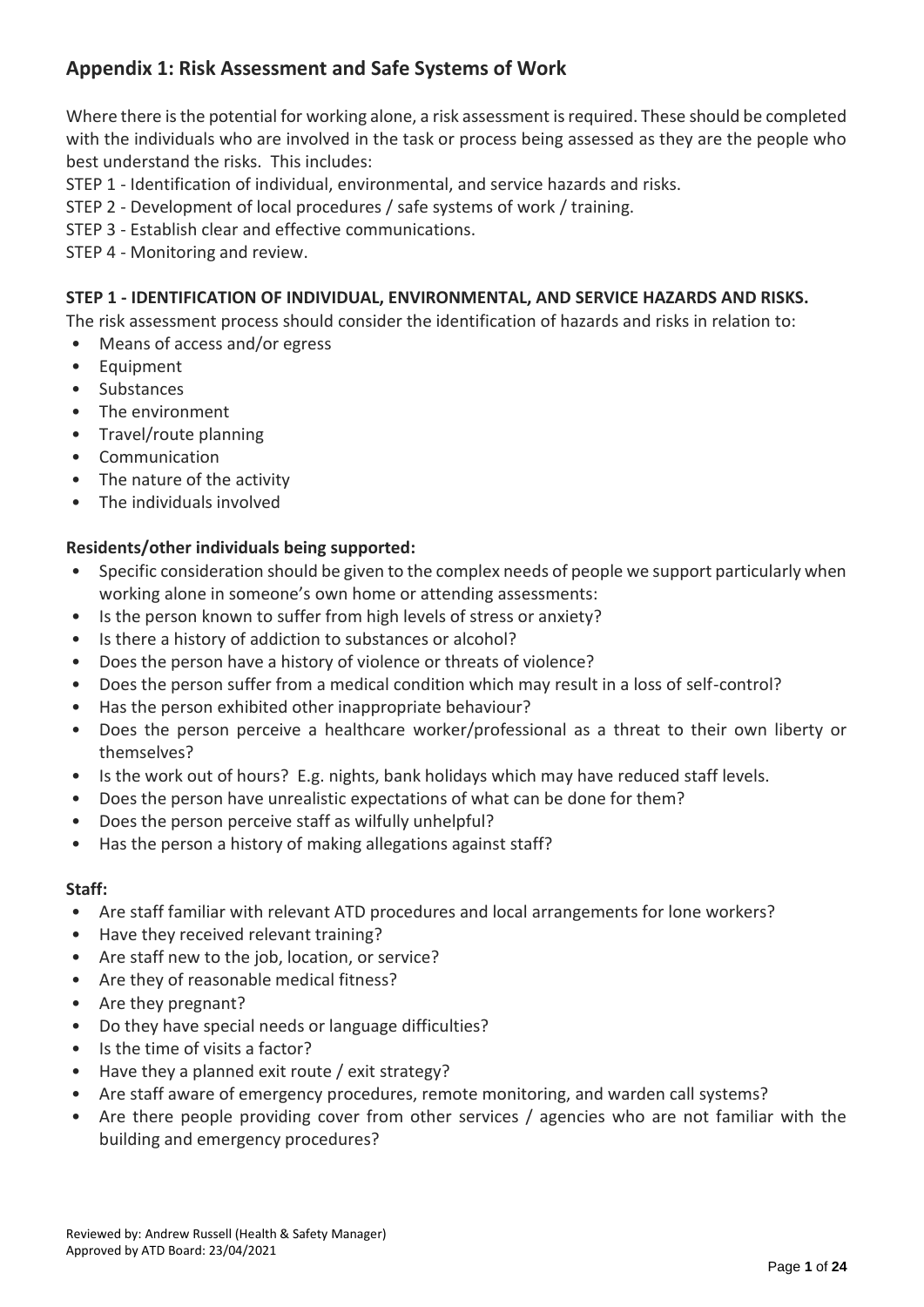## Appendix 1: Risk Assessment and Safe Systems of Work

Where there is the potential for working alone, a risk assessment is required. These should be completed with the individuals who are involved in the task or process being assessed as they are the people who best understand the risks. This includes:

STEP 1 - Identification of individual, environmental, and service hazards and risks.
STEP 2 - Development of local procedures / safe systems of work / training.
STEP 3 - Establish clear and effective communications.
STEP 4 - Monitoring and review.

### STEP 1 - IDENTIFICATION OF INDIVIDUAL, ENVIRONMENTAL, AND SERVICE HAZARDS AND RISKS.

The risk assessment process should consider the identification of hazards and risks in relation to:

- Means of access and/or egress
- Equipment
- Substances
- The environment
- Travel/route planning
- Communication
- The nature of the activity
- The individuals involved

**Residents/other individuals being supported:**

- Specific consideration should be given to the complex needs of people we support particularly when working alone in someone's own home or attending assessments:
- Is the person known to suffer from high levels of stress or anxiety?
- Is there a history of addiction to substances or alcohol?
- Does the person have a history of violence or threats of violence?
- Does the person suffer from a medical condition which may result in a loss of self-control?
- Has the person exhibited other inappropriate behaviour?
- Does the person perceive a healthcare worker/professional as a threat to their own liberty or themselves?
- Is the work out of hours? E.g. nights, bank holidays which may have reduced staff levels.
- Does the person have unrealistic expectations of what can be done for them?
- Does the person perceive staff as wilfully unhelpful?
- Has the person a history of making allegations against staff?

**Staff:**

- Are staff familiar with relevant ATD procedures and local arrangements for lone workers?
- Have they received relevant training?
- Are staff new to the job, location, or service?
- Are they of reasonable medical fitness?
- Are they pregnant?
- Do they have special needs or language difficulties?
- Is the time of visits a factor?
- Have they a planned exit route / exit strategy?
- Are staff aware of emergency procedures, remote monitoring, and warden call systems?
- Are there people providing cover from other services / agencies who are not familiar with the building and emergency procedures?

Reviewed by: Andrew Russell (Health & Safety Manager)
Approved by ATD Board: 23/04/2021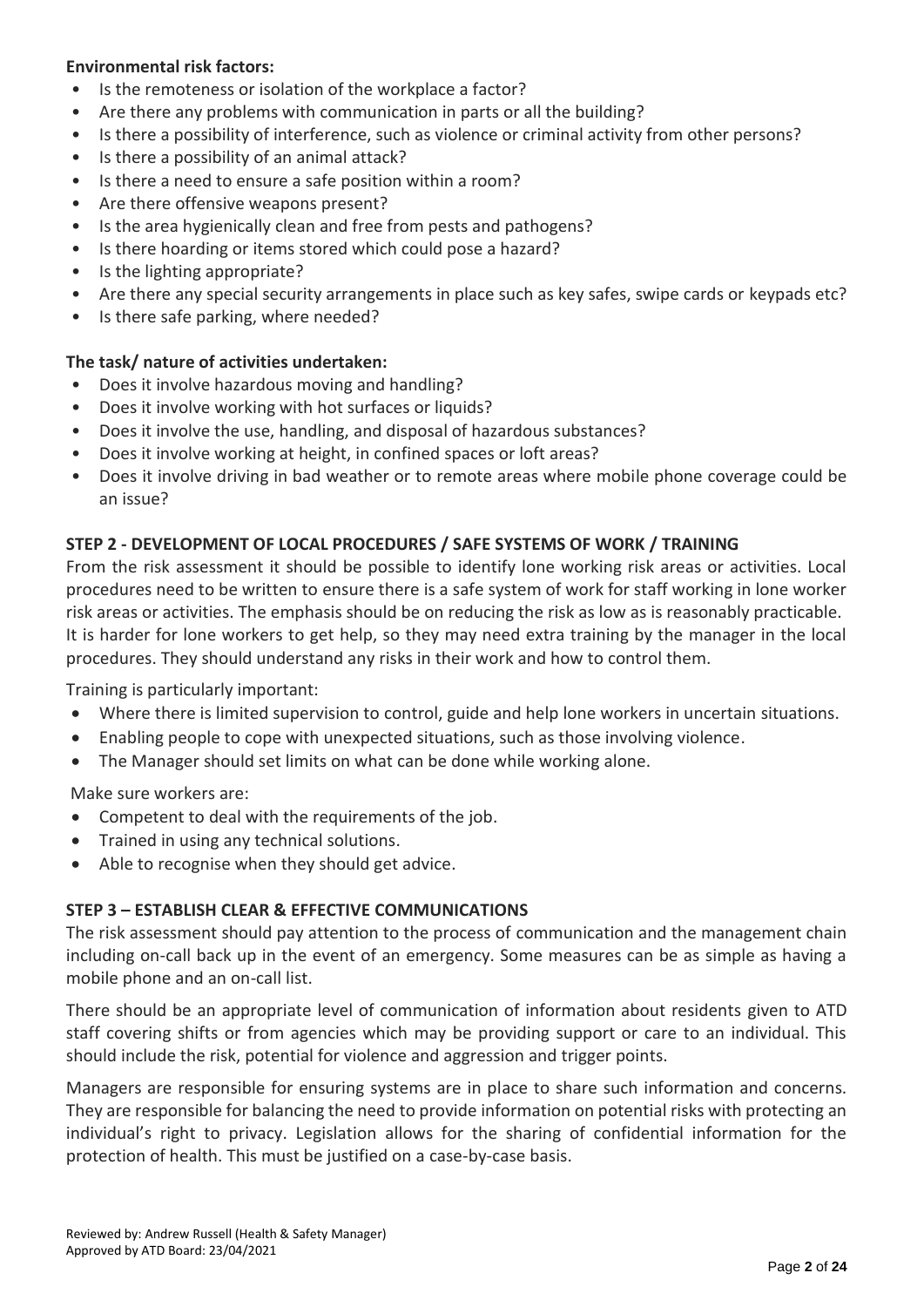**Environmental risk factors:**

- Is the remoteness or isolation of the workplace a factor?
- Are there any problems with communication in parts or all the building?
- Is there a possibility of interference, such as violence or criminal activity from other persons?
- Is there a possibility of an animal attack?
- Is there a need to ensure a safe position within a room?
- Are there offensive weapons present?
- Is the area hygienically clean and free from pests and pathogens?
- Is there hoarding or items stored which could pose a hazard?
- Is the lighting appropriate?
- Are there any special security arrangements in place such as key safes, swipe cards or keypads etc?
- Is there safe parking, where needed?

**The task/ nature of activities undertaken:**

- Does it involve hazardous moving and handling?
- Does it involve working with hot surfaces or liquids?
- Does it involve the use, handling, and disposal of hazardous substances?
- Does it involve working at height, in confined spaces or loft areas?
- Does it involve driving in bad weather or to remote areas where mobile phone coverage could be an issue?

**STEP 2 - DEVELOPMENT OF LOCAL PROCEDURES / SAFE SYSTEMS OF WORK / TRAINING**

From the risk assessment it should be possible to identify lone working risk areas or activities. Local procedures need to be written to ensure there is a safe system of work for staff working in lone worker risk areas or activities. The emphasis should be on reducing the risk as low as is reasonably practicable. It is harder for lone workers to get help, so they may need extra training by the manager in the local procedures. They should understand any risks in their work and how to control them.

Training is particularly important:

- Where there is limited supervision to control, guide and help lone workers in uncertain situations.
- Enabling people to cope with unexpected situations, such as those involving violence.
- The Manager should set limits on what can be done while working alone.

Make sure workers are:

- Competent to deal with the requirements of the job.
- Trained in using any technical solutions.
- Able to recognise when they should get advice.

**STEP 3 – ESTABLISH CLEAR & EFFECTIVE COMMUNICATIONS**

The risk assessment should pay attention to the process of communication and the management chain including on-call back up in the event of an emergency. Some measures can be as simple as having a mobile phone and an on-call list.

There should be an appropriate level of communication of information about residents given to ATD staff covering shifts or from agencies which may be providing support or care to an individual. This should include the risk, potential for violence and aggression and trigger points.

Managers are responsible for ensuring systems are in place to share such information and concerns. They are responsible for balancing the need to provide information on potential risks with protecting an individual's right to privacy. Legislation allows for the sharing of confidential information for the protection of health. This must be justified on a case-by-case basis.

Reviewed by: Andrew Russell (Health & Safety Manager)
Approved by ATD Board: 23/04/2021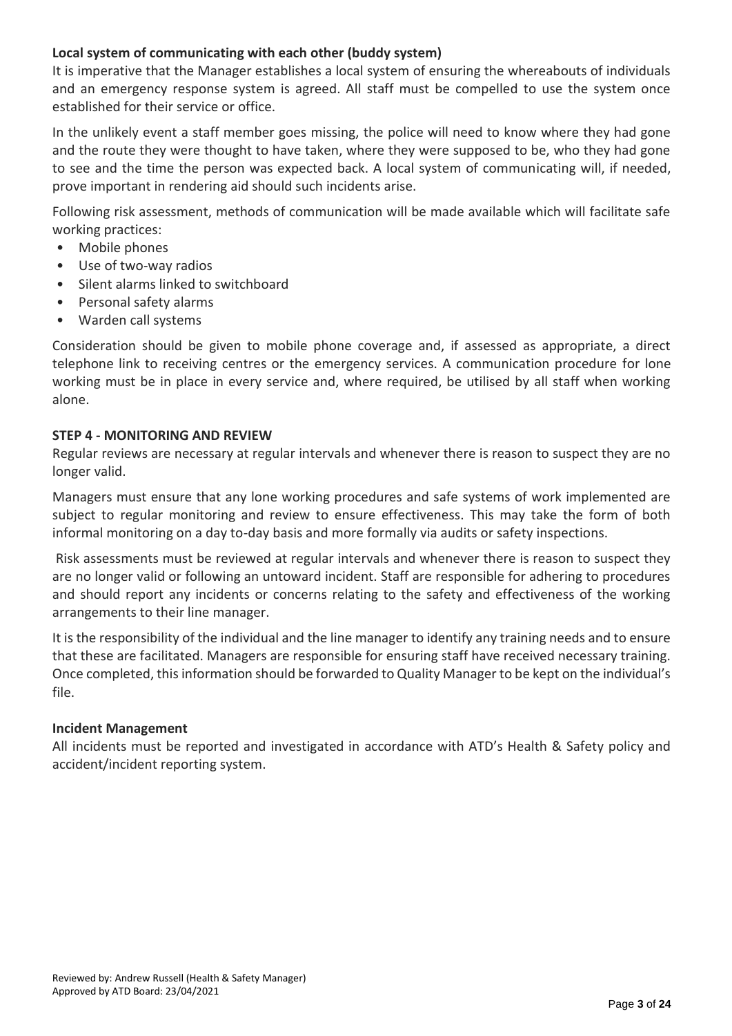**Local system of communicating with each other (buddy system)**

It is imperative that the Manager establishes a local system of ensuring the whereabouts of individuals and an emergency response system is agreed. All staff must be compelled to use the system once established for their service or office.

In the unlikely event a staff member goes missing, the police will need to know where they had gone and the route they were thought to have taken, where they were supposed to be, who they had gone to see and the time the person was expected back. A local system of communicating will, if needed, prove important in rendering aid should such incidents arise.

Following risk assessment, methods of communication will be made available which will facilitate safe working practices:

- Mobile phones
- Use of two-way radios
- Silent alarms linked to switchboard
- Personal safety alarms
- Warden call systems

Consideration should be given to mobile phone coverage and, if assessed as appropriate, a direct telephone link to receiving centres or the emergency services. A communication procedure for lone working must be in place in every service and, where required, be utilised by all staff when working alone.

**STEP 4 - MONITORING AND REVIEW**

Regular reviews are necessary at regular intervals and whenever there is reason to suspect they are no longer valid.

Managers must ensure that any lone working procedures and safe systems of work implemented are subject to regular monitoring and review to ensure effectiveness. This may take the form of both informal monitoring on a day to-day basis and more formally via audits or safety inspections.

Risk assessments must be reviewed at regular intervals and whenever there is reason to suspect they are no longer valid or following an untoward incident. Staff are responsible for adhering to procedures and should report any incidents or concerns relating to the safety and effectiveness of the working arrangements to their line manager.

It is the responsibility of the individual and the line manager to identify any training needs and to ensure that these are facilitated. Managers are responsible for ensuring staff have received necessary training. Once completed, this information should be forwarded to Quality Manager to be kept on the individual's file.

**Incident Management**

All incidents must be reported and investigated in accordance with ATD's Health & Safety policy and accident/incident reporting system.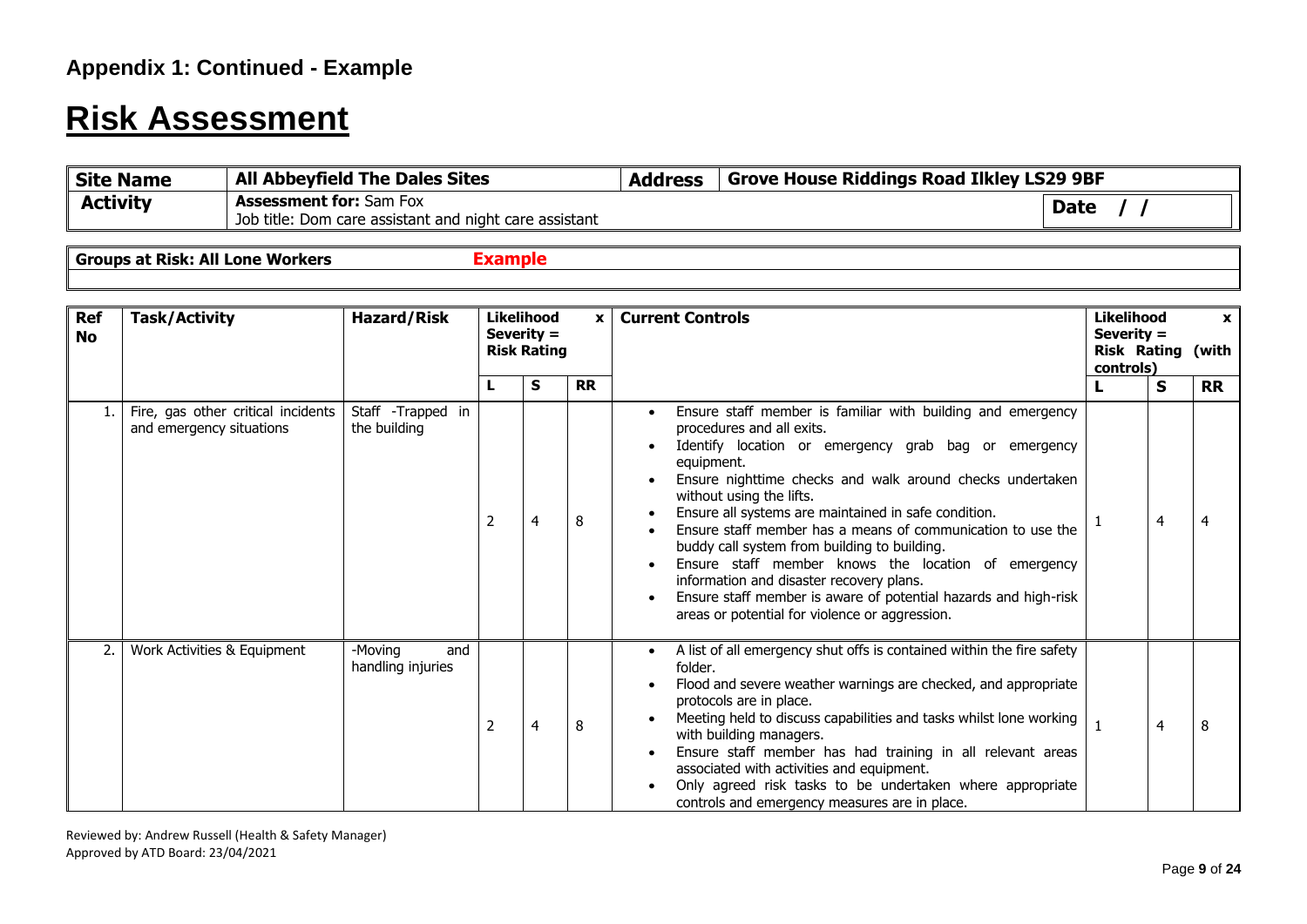## Appendix 1: Continued - Example

# Risk Assessment

| Site Name | All Abbeyfield The Dales Sites | Address | Grove House Riddings Road Ilkley LS29 9BF |
|---|---|---|---|
| Activity | **Assessment for:** Sam Fox<br>Job title: Dom care assistant and night care assistant | | Date / / |

| Groups at Risk: All Lone Workers | Example |
|---|---|

| Ref No | Task/Activity | Hazard/Risk | Likelihood x Severity = Risk Rating | | | Current Controls | Likelihood x Severity = Risk Rating (with controls) | | |
|---|---|---|---|---|---|---|---|---|---|
| | | | L | S | RR | | L | S | RR |
| 1. | Fire, gas other critical incidents and emergency situations | Staff -Trapped in the building | 2 | 4 | 8 | • Ensure staff member is familiar with building and emergency procedures and all exits.<br>• Identify location or emergency grab bag or emergency equipment.<br>• Ensure nighttime checks and walk around checks undertaken without using the lifts.<br>• Ensure all systems are maintained in safe condition.<br>• Ensure staff member has a means of communication to use the buddy call system from building to building.<br>• Ensure staff member knows the location of emergency information and disaster recovery plans.<br>• Ensure staff member is aware of potential hazards and high-risk areas or potential for violence or aggression. | 1 | 4 | 4 |
| 2. | Work Activities & Equipment | -Moving and handling injuries | 2 | 4 | 8 | • A list of all emergency shut offs is contained within the fire safety folder.<br>• Flood and severe weather warnings are checked, and appropriate protocols are in place.<br>• Meeting held to discuss capabilities and tasks whilst lone working with building managers.<br>• Ensure staff member has had training in all relevant areas associated with activities and equipment.<br>• Only agreed risk tasks to be undertaken where appropriate controls and emergency measures are in place. | 1 | 4 | 8 |

Reviewed by: Andrew Russell (Health & Safety Manager)
Approved by ATD Board: 23/04/2021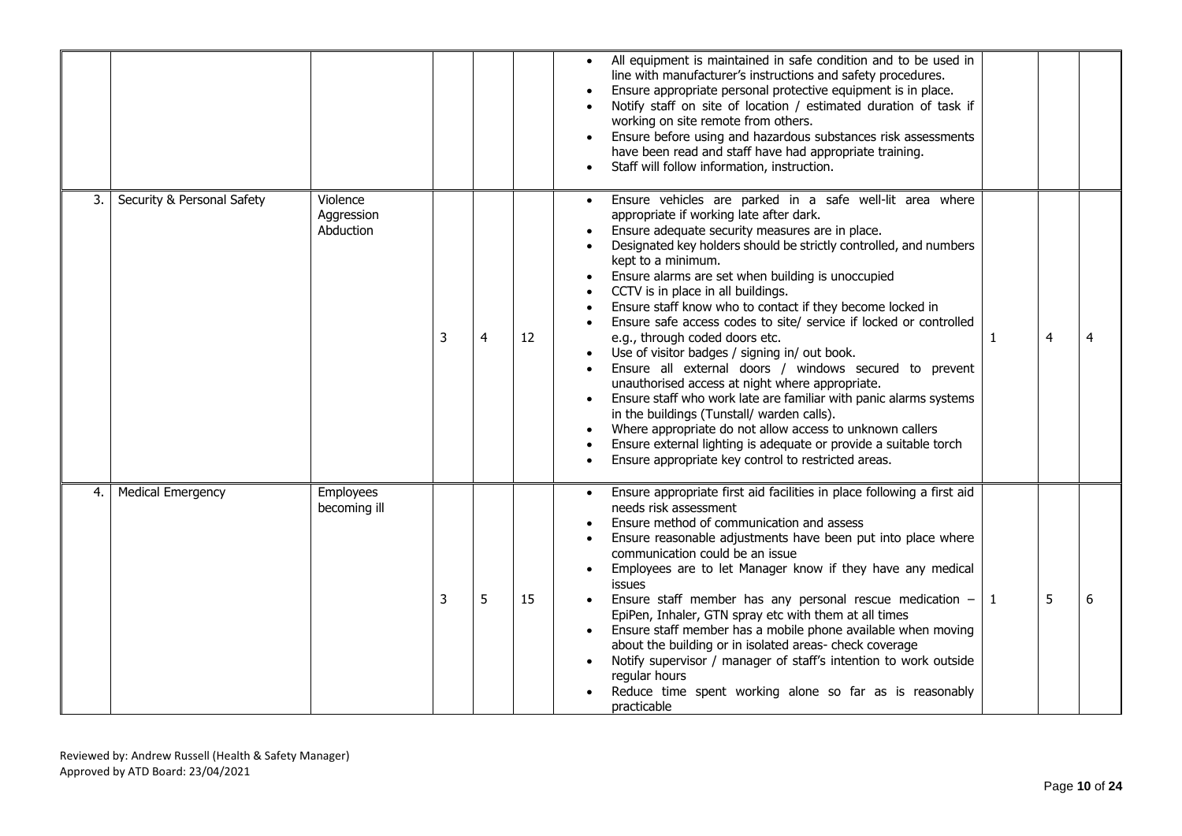|  |  |  |  |  |  |  |  |  |  |
|---|---|---|---|---|---|---|---|---|---|
|  |  |  |  |  |  | • All equipment is maintained in safe condition and to be used in line with manufacturer's instructions and safety procedures.<br>• Ensure appropriate personal protective equipment is in place.<br>• Notify staff on site of location / estimated duration of task if working on site remote from others.<br>• Ensure before using and hazardous substances risk assessments have been read and staff have had appropriate training.<br>• Staff will follow information, instruction. |  |  |  |
| 3. | Security & Personal Safety | Violence<br>Aggression<br>Abduction | 3 | 4 | 12 | • Ensure vehicles are parked in a safe well-lit area where appropriate if working late after dark.<br>• Ensure adequate security measures are in place.<br>• Designated key holders should be strictly controlled, and numbers kept to a minimum.<br>• Ensure alarms are set when building is unoccupied<br>• CCTV is in place in all buildings.<br>• Ensure staff know who to contact if they become locked in<br>• Ensure safe access codes to site/ service if locked or controlled e.g., through coded doors etc.<br>• Use of visitor badges / signing in/ out book.<br>• Ensure all external doors / windows secured to prevent unauthorised access at night where appropriate.<br>• Ensure staff who work late are familiar with panic alarms systems in the buildings (Tunstall/ warden calls).<br>• Where appropriate do not allow access to unknown callers<br>• Ensure external lighting is adequate or provide a suitable torch<br>• Ensure appropriate key control to restricted areas. | 1 | 4 | 4 |
| 4. | Medical Emergency | Employees becoming ill | 3 | 5 | 15 | • Ensure appropriate first aid facilities in place following a first aid needs risk assessment<br>• Ensure method of communication and assess<br>• Ensure reasonable adjustments have been put into place where communication could be an issue<br>• Employees are to let Manager know if they have any medical issues<br>• Ensure staff member has any personal rescue medication – EpiPen, Inhaler, GTN spray etc with them at all times<br>• Ensure staff member has a mobile phone available when moving about the building or in isolated areas- check coverage<br>• Notify supervisor / manager of staff's intention to work outside regular hours<br>• Reduce time spent working alone so far as is reasonably practicable | 1 | 5 | 6 |

Reviewed by: Andrew Russell (Health & Safety Manager)
Approved by ATD Board: 23/04/2021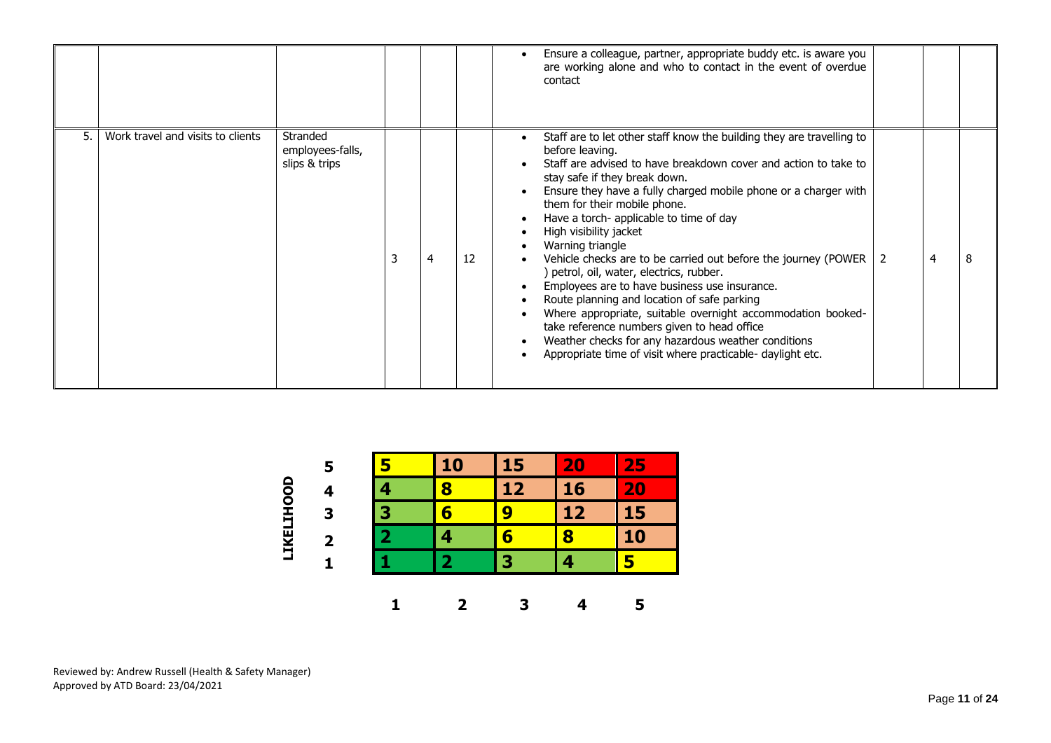| | | | | | | | | | |
|---|---|---|---|---|---|---|---|---|---|
| | | | | | | • Ensure a colleague, partner, appropriate buddy etc. is aware you are working alone and who to contact in the event of overdue contact | | | |
| 5. | Work travel and visits to clients | Stranded employees-falls, slips & trips | 3 | 4 | 12 | • Staff are to let other staff know the building they are travelling to before leaving.<br>• Staff are advised to have breakdown cover and action to take to stay safe if they break down.<br>• Ensure they have a fully charged mobile phone or a charger with them for their mobile phone.<br>• Have a torch- applicable to time of day<br>• High visibility jacket<br>• Warning triangle<br>• Vehicle checks are to be carried out before the journey (POWER ) petrol, oil, water, electrics, rubber.<br>• Employees are to have business use insurance.<br>• Route planning and location of safe parking<br>• Where appropriate, suitable overnight accommodation booked- take reference numbers given to head office<br>• Weather checks for any hazardous weather conditions<br>• Appropriate time of visit where practicable- daylight etc. | 2 | 4 | 8 |

| LIKELIHOOD | | | | | |
|---|---|---|---|---|---|
| 5 | 5 | 10 | 15 | 20 | 25 |
| 4 | 4 | 8 | 12 | 16 | 20 |
| 3 | 3 | 6 | 9 | 12 | 15 |
| 2 | 2 | 4 | 6 | 8 | 10 |
| 1 | 1 | 2 | 3 | 4 | 5 |
| | 1 | 2 | 3 | 4 | 5 |

Reviewed by: Andrew Russell (Health & Safety Manager)
Approved by ATD Board: 23/04/2021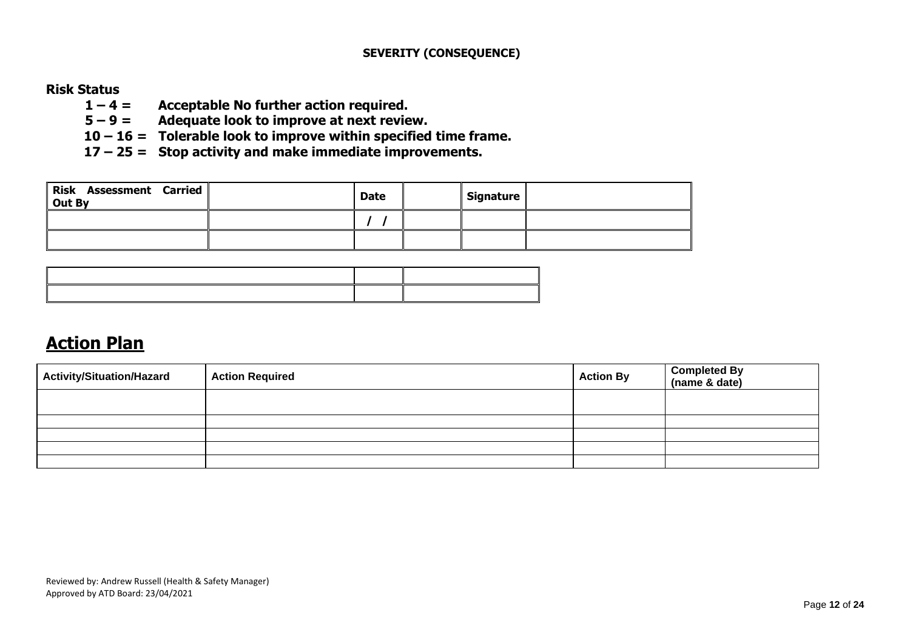**SEVERITY (CONSEQUENCE)**

**Risk Status**

**1 – 4 = Acceptable No further action required.**
**5 – 9 = Adequate look to improve at next review.**
**10 – 16 = Tolerable look to improve within specified time frame.**
**17 – 25 = Stop activity and make immediate improvements.**

| Risk Assessment Carried Out By | | Date | | Signature | |
|---|---|---|---|---|---|
| | | / / | | | |
| | | | | | |

| | | |
|---|---|---|
| | | |
| | | |

# Action Plan

| Activity/Situation/Hazard | Action Required | Action By | Completed By (name & date) |
|---|---|---|---|
| | | | |
| | | | |
| | | | |
| | | | |
| | | | |

Reviewed by: Andrew Russell (Health & Safety Manager)
Approved by ATD Board: 23/04/2021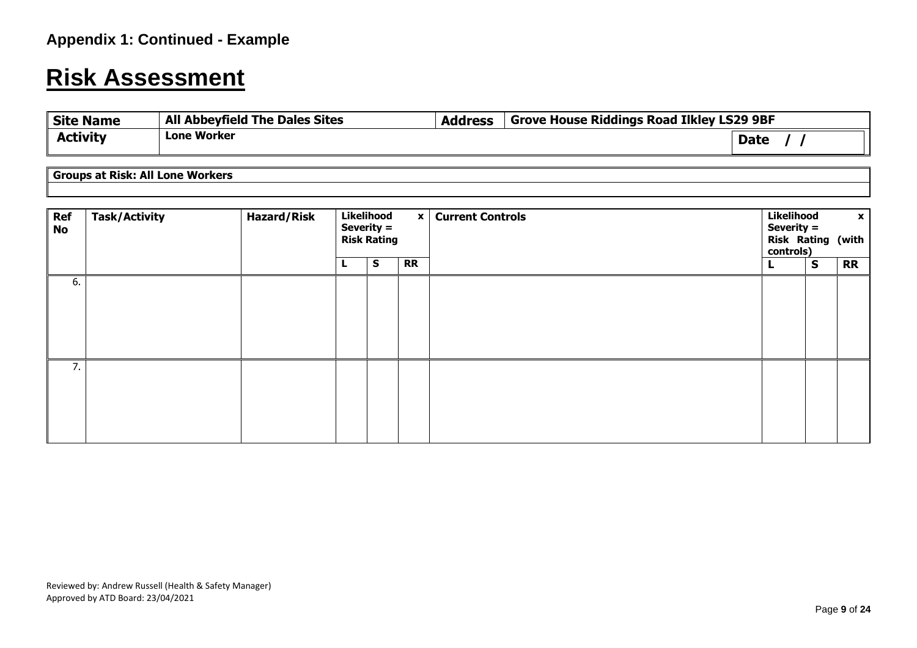**Appendix 1: Continued - Example**

# Risk Assessment

| Site Name | All Abbeyfield The Dales Sites | Address | Grove House Riddings Road Ilkley LS29 9BF |
|---|---|---|---|
| Activity | Lone Worker | | Date / / |

| Groups at Risk: All Lone Workers |
|---|
| |

| Ref No | Task/Activity | Hazard/Risk | Likelihood x Severity = Risk Rating | | | Current Controls | Likelihood x Severity = Risk Rating (with controls) | | |
|---|---|---|---|---|---|---|---|---|---|
| | | | L | S | RR | | L | S | RR |
| 6. | | | | | | | | | |
| 7. | | | | | | | | | |

Reviewed by: Andrew Russell (Health & Safety Manager)
Approved by ATD Board: 23/04/2021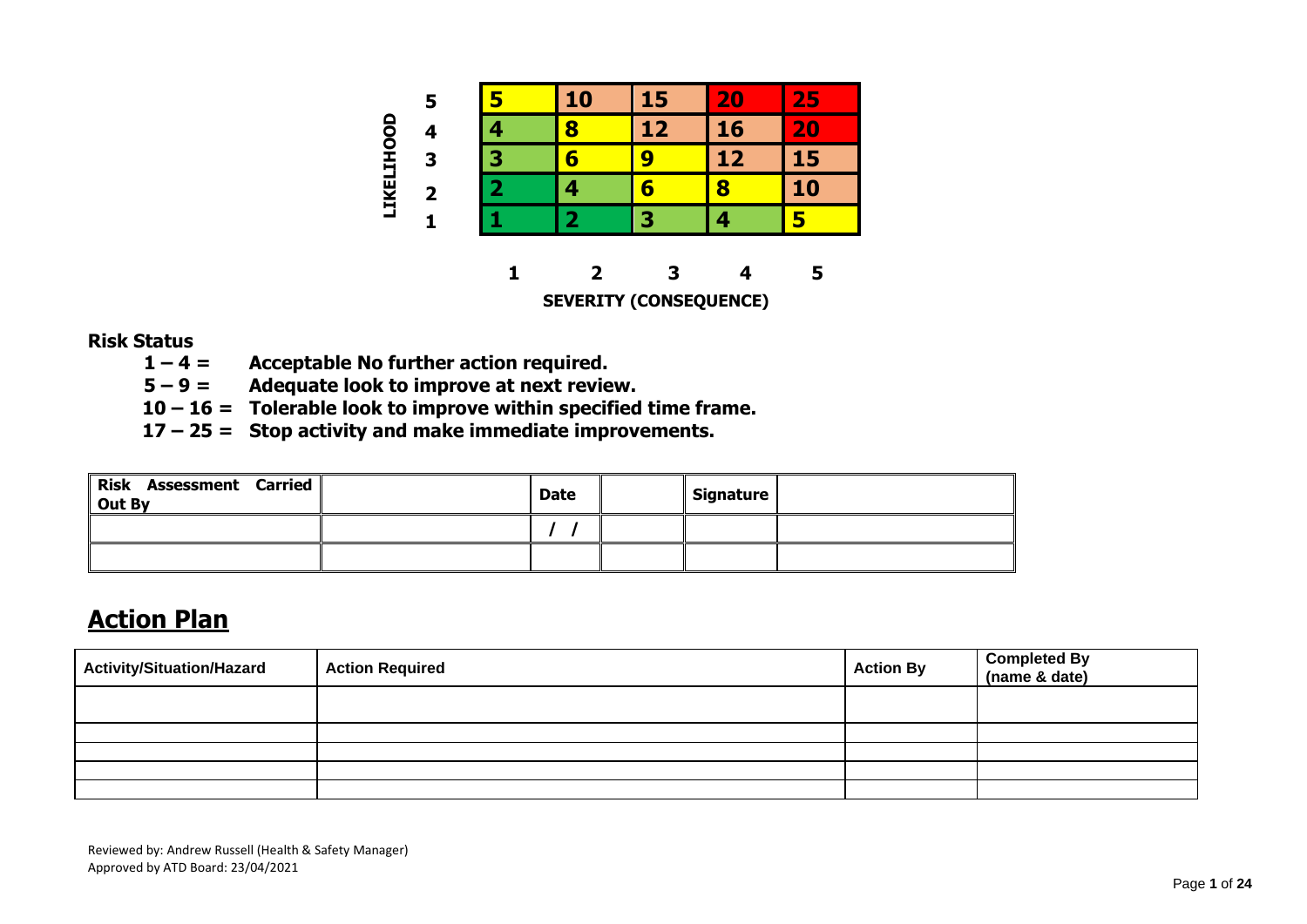| LIKELIHOOD | | | | | |
|---|---|---|---|---|---|
| **5** | **5** | **10** | **15** | **20** | **25** |
| **4** | **4** | **8** | **12** | **16** | **20** |
| **3** | **3** | **6** | **9** | **12** | **15** |
| **2** | **2** | **4** | **6** | **8** | **10** |
| **1** | **1** | **2** | **3** | **4** | **5** |
| | **1** | **2** | **3** | **4** | **5** |

**SEVERITY (CONSEQUENCE)**

**Risk Status**

- **1 – 4 = Acceptable No further action required.**
- **5 – 9 = Adequate look to improve at next review.**
- **10 – 16 = Tolerable look to improve within specified time frame.**
- **17 – 25 = Stop activity and make immediate improvements.**

| **Risk Assessment Carried Out By** | | **Date** | | **Signature** | |
|---|---|---|---|---|---|
| | | **/ /** | | | |
| | | | | | |

## Action Plan

| Activity/Situation/Hazard | Action Required | Action By | Completed By (name & date) |
|---|---|---|---|
| | | | |
| | | | |
| | | | |
| | | | |
| | | | |

Reviewed by: Andrew Russell (Health & Safety Manager)
Approved by ATD Board: 23/04/2021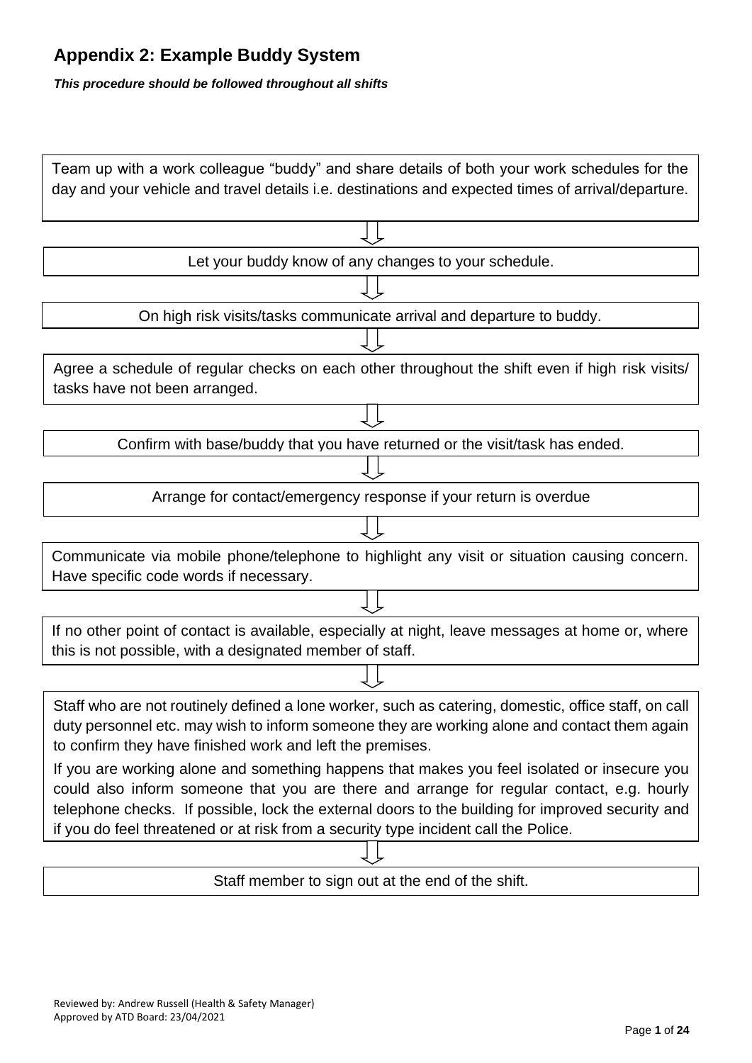## Appendix 2: Example Buddy System

***This procedure should be followed throughout all shifts***

Team up with a work colleague "buddy" and share details of both your work schedules for the day and your vehicle and travel details i.e. destinations and expected times of arrival/departure.

⇓

Let your buddy know of any changes to your schedule.

⇓

On high risk visits/tasks communicate arrival and departure to buddy.

⇓

Agree a schedule of regular checks on each other throughout the shift even if high risk visits/ tasks have not been arranged.

⇓

Confirm with base/buddy that you have returned or the visit/task has ended.

⇓

Arrange for contact/emergency response if your return is overdue

⇓

Communicate via mobile phone/telephone to highlight any visit or situation causing concern. Have specific code words if necessary.

⇓

If no other point of contact is available, especially at night, leave messages at home or, where this is not possible, with a designated member of staff.

⇓

Staff who are not routinely defined a lone worker, such as catering, domestic, office staff, on call duty personnel etc. may wish to inform someone they are working alone and contact them again to confirm they have finished work and left the premises.

If you are working alone and something happens that makes you feel isolated or insecure you could also inform someone that you are there and arrange for regular contact, e.g. hourly telephone checks. If possible, lock the external doors to the building for improved security and if you do feel threatened or at risk from a security type incident call the Police.

⇓

Staff member to sign out at the end of the shift.

Reviewed by: Andrew Russell (Health & Safety Manager)
Approved by ATD Board: 23/04/2021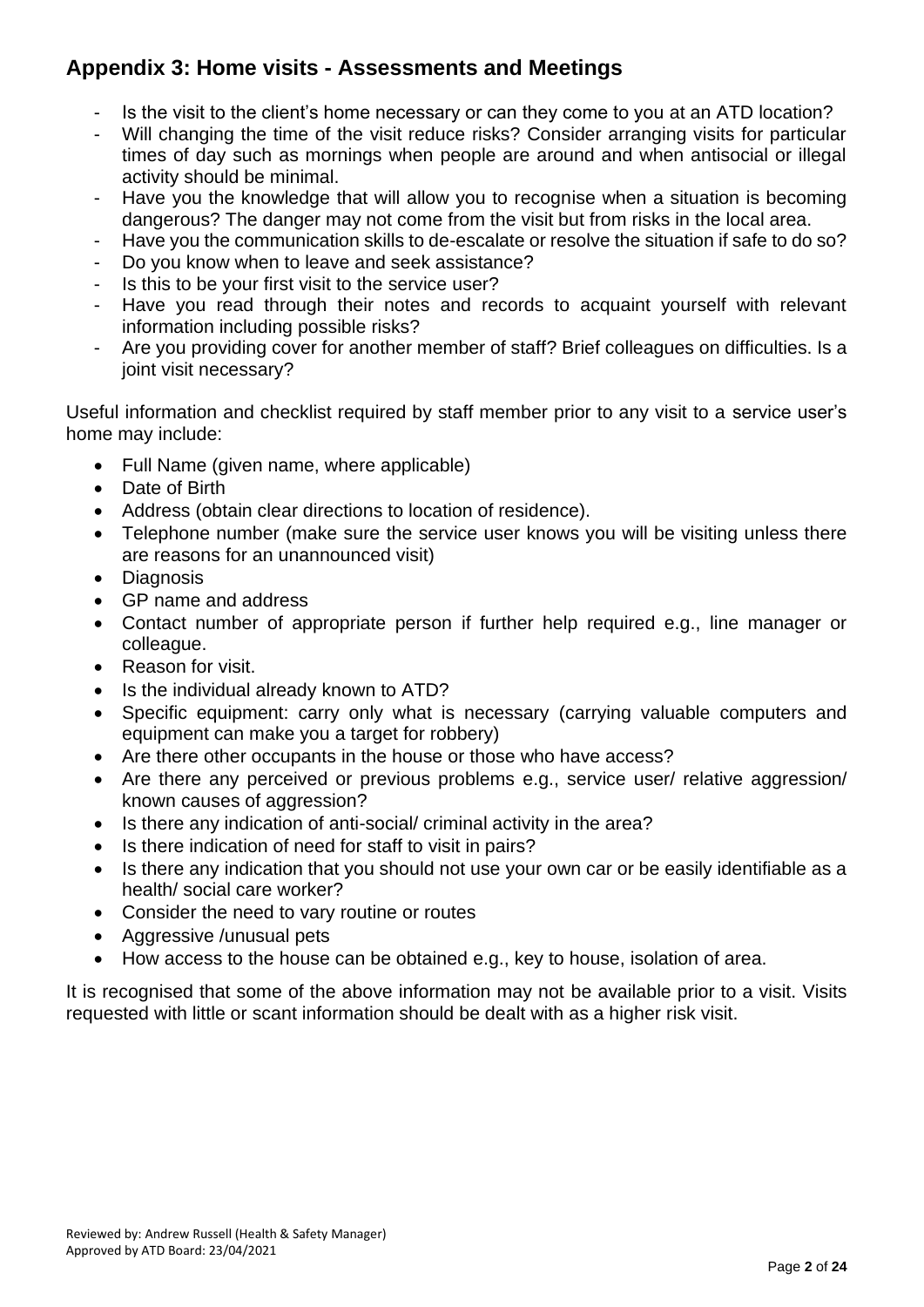## Appendix 3: Home visits - Assessments and Meetings

- Is the visit to the client's home necessary or can they come to you at an ATD location?
- Will changing the time of the visit reduce risks? Consider arranging visits for particular times of day such as mornings when people are around and when antisocial or illegal activity should be minimal.
- Have you the knowledge that will allow you to recognise when a situation is becoming dangerous? The danger may not come from the visit but from risks in the local area.
- Have you the communication skills to de-escalate or resolve the situation if safe to do so?
- Do you know when to leave and seek assistance?
- Is this to be your first visit to the service user?
- Have you read through their notes and records to acquaint yourself with relevant information including possible risks?
- Are you providing cover for another member of staff? Brief colleagues on difficulties. Is a joint visit necessary?

Useful information and checklist required by staff member prior to any visit to a service user's home may include:

- Full Name (given name, where applicable)
- Date of Birth
- Address (obtain clear directions to location of residence).
- Telephone number (make sure the service user knows you will be visiting unless there are reasons for an unannounced visit)
- Diagnosis
- GP name and address
- Contact number of appropriate person if further help required e.g., line manager or colleague.
- Reason for visit.
- Is the individual already known to ATD?
- Specific equipment: carry only what is necessary (carrying valuable computers and equipment can make you a target for robbery)
- Are there other occupants in the house or those who have access?
- Are there any perceived or previous problems e.g., service user/ relative aggression/ known causes of aggression?
- Is there any indication of anti-social/ criminal activity in the area?
- Is there indication of need for staff to visit in pairs?
- Is there any indication that you should not use your own car or be easily identifiable as a health/ social care worker?
- Consider the need to vary routine or routes
- Aggressive /unusual pets
- How access to the house can be obtained e.g., key to house, isolation of area.

It is recognised that some of the above information may not be available prior to a visit. Visits requested with little or scant information should be dealt with as a higher risk visit.

Reviewed by: Andrew Russell (Health & Safety Manager)
Approved by ATD Board: 23/04/2021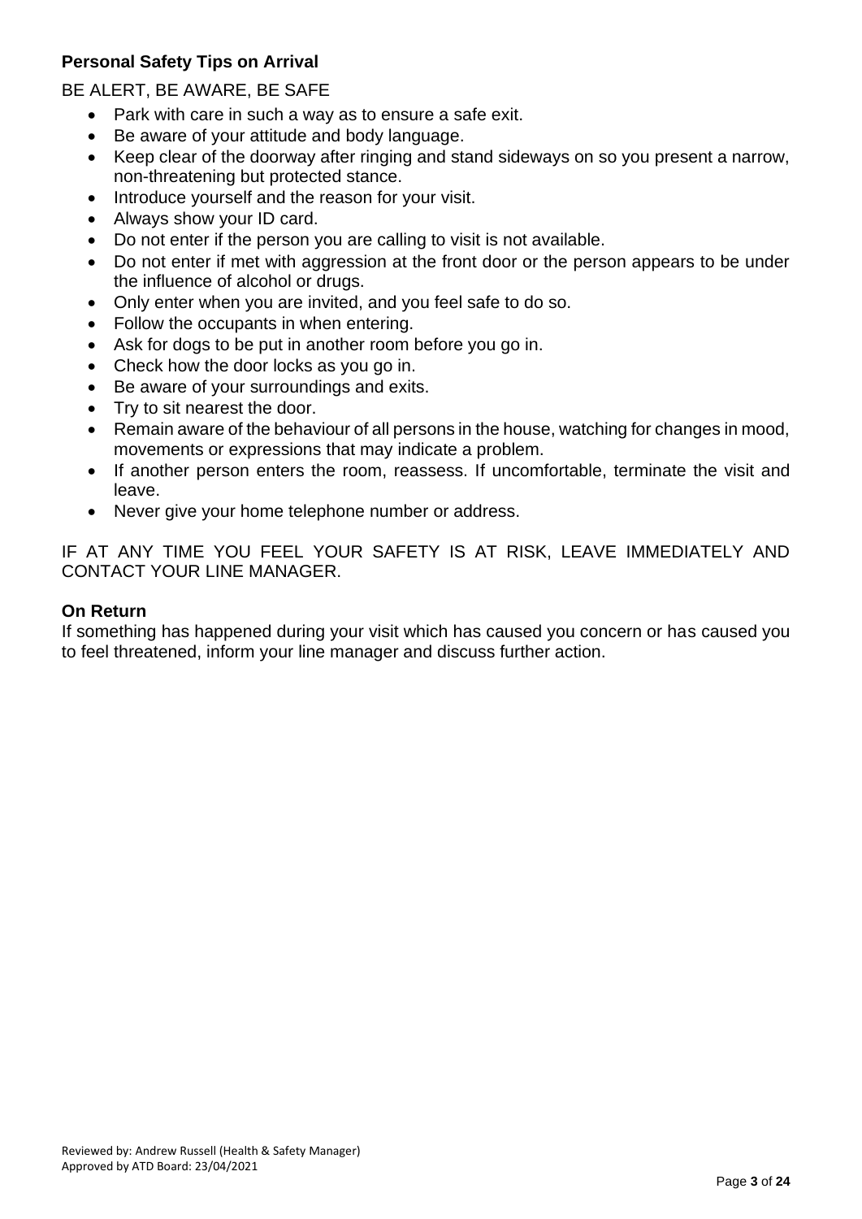### Personal Safety Tips on Arrival

BE ALERT, BE AWARE, BE SAFE

- Park with care in such a way as to ensure a safe exit.
- Be aware of your attitude and body language.
- Keep clear of the doorway after ringing and stand sideways on so you present a narrow, non-threatening but protected stance.
- Introduce yourself and the reason for your visit.
- Always show your ID card.
- Do not enter if the person you are calling to visit is not available.
- Do not enter if met with aggression at the front door or the person appears to be under the influence of alcohol or drugs.
- Only enter when you are invited, and you feel safe to do so.
- Follow the occupants in when entering.
- Ask for dogs to be put in another room before you go in.
- Check how the door locks as you go in.
- Be aware of your surroundings and exits.
- Try to sit nearest the door.
- Remain aware of the behaviour of all persons in the house, watching for changes in mood, movements or expressions that may indicate a problem.
- If another person enters the room, reassess. If uncomfortable, terminate the visit and leave.
- Never give your home telephone number or address.

IF AT ANY TIME YOU FEEL YOUR SAFETY IS AT RISK, LEAVE IMMEDIATELY AND CONTACT YOUR LINE MANAGER.

### On Return

If something has happened during your visit which has caused you concern or has caused you to feel threatened, inform your line manager and discuss further action.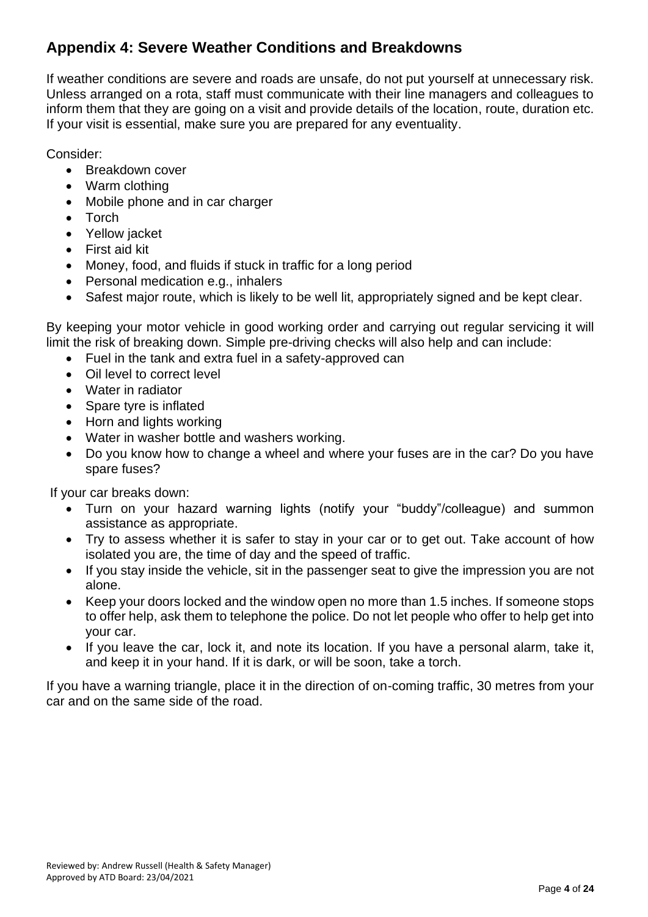## Appendix 4: Severe Weather Conditions and Breakdowns

If weather conditions are severe and roads are unsafe, do not put yourself at unnecessary risk. Unless arranged on a rota, staff must communicate with their line managers and colleagues to inform them that they are going on a visit and provide details of the location, route, duration etc. If your visit is essential, make sure you are prepared for any eventuality.

Consider:

- Breakdown cover
- Warm clothing
- Mobile phone and in car charger
- Torch
- Yellow jacket
- First aid kit
- Money, food, and fluids if stuck in traffic for a long period
- Personal medication e.g., inhalers
- Safest major route, which is likely to be well lit, appropriately signed and be kept clear.

By keeping your motor vehicle in good working order and carrying out regular servicing it will limit the risk of breaking down. Simple pre-driving checks will also help and can include:

- Fuel in the tank and extra fuel in a safety-approved can
- Oil level to correct level
- Water in radiator
- Spare tyre is inflated
- Horn and lights working
- Water in washer bottle and washers working.
- Do you know how to change a wheel and where your fuses are in the car? Do you have spare fuses?

If your car breaks down:

- Turn on your hazard warning lights (notify your "buddy"/colleague) and summon assistance as appropriate.
- Try to assess whether it is safer to stay in your car or to get out. Take account of how isolated you are, the time of day and the speed of traffic.
- If you stay inside the vehicle, sit in the passenger seat to give the impression you are not alone.
- Keep your doors locked and the window open no more than 1.5 inches. If someone stops to offer help, ask them to telephone the police. Do not let people who offer to help get into your car.
- If you leave the car, lock it, and note its location. If you have a personal alarm, take it, and keep it in your hand. If it is dark, or will be soon, take a torch.

If you have a warning triangle, place it in the direction of on-coming traffic, 30 metres from your car and on the same side of the road.

Reviewed by: Andrew Russell (Health & Safety Manager)
Approved by ATD Board: 23/04/2021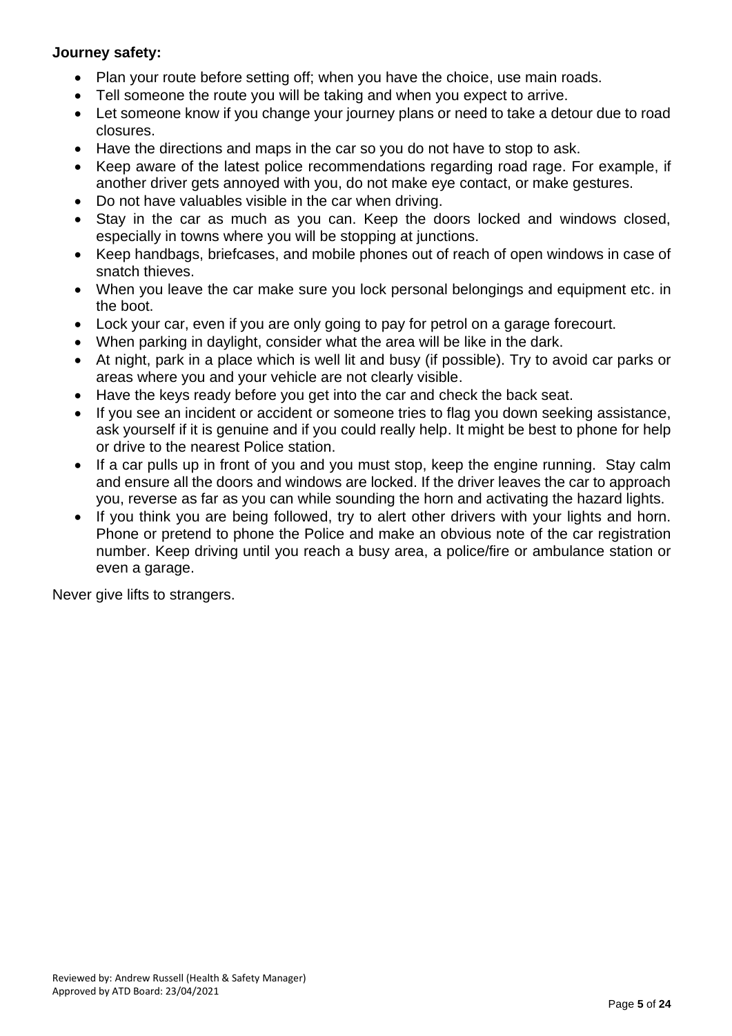**Journey safety:**

- Plan your route before setting off; when you have the choice, use main roads.
- Tell someone the route you will be taking and when you expect to arrive.
- Let someone know if you change your journey plans or need to take a detour due to road closures.
- Have the directions and maps in the car so you do not have to stop to ask.
- Keep aware of the latest police recommendations regarding road rage. For example, if another driver gets annoyed with you, do not make eye contact, or make gestures.
- Do not have valuables visible in the car when driving.
- Stay in the car as much as you can. Keep the doors locked and windows closed, especially in towns where you will be stopping at junctions.
- Keep handbags, briefcases, and mobile phones out of reach of open windows in case of snatch thieves.
- When you leave the car make sure you lock personal belongings and equipment etc. in the boot.
- Lock your car, even if you are only going to pay for petrol on a garage forecourt.
- When parking in daylight, consider what the area will be like in the dark.
- At night, park in a place which is well lit and busy (if possible). Try to avoid car parks or areas where you and your vehicle are not clearly visible.
- Have the keys ready before you get into the car and check the back seat.
- If you see an incident or accident or someone tries to flag you down seeking assistance, ask yourself if it is genuine and if you could really help. It might be best to phone for help or drive to the nearest Police station.
- If a car pulls up in front of you and you must stop, keep the engine running. Stay calm and ensure all the doors and windows are locked. If the driver leaves the car to approach you, reverse as far as you can while sounding the horn and activating the hazard lights.
- If you think you are being followed, try to alert other drivers with your lights and horn. Phone or pretend to phone the Police and make an obvious note of the car registration number. Keep driving until you reach a busy area, a police/fire or ambulance station or even a garage.

Never give lifts to strangers.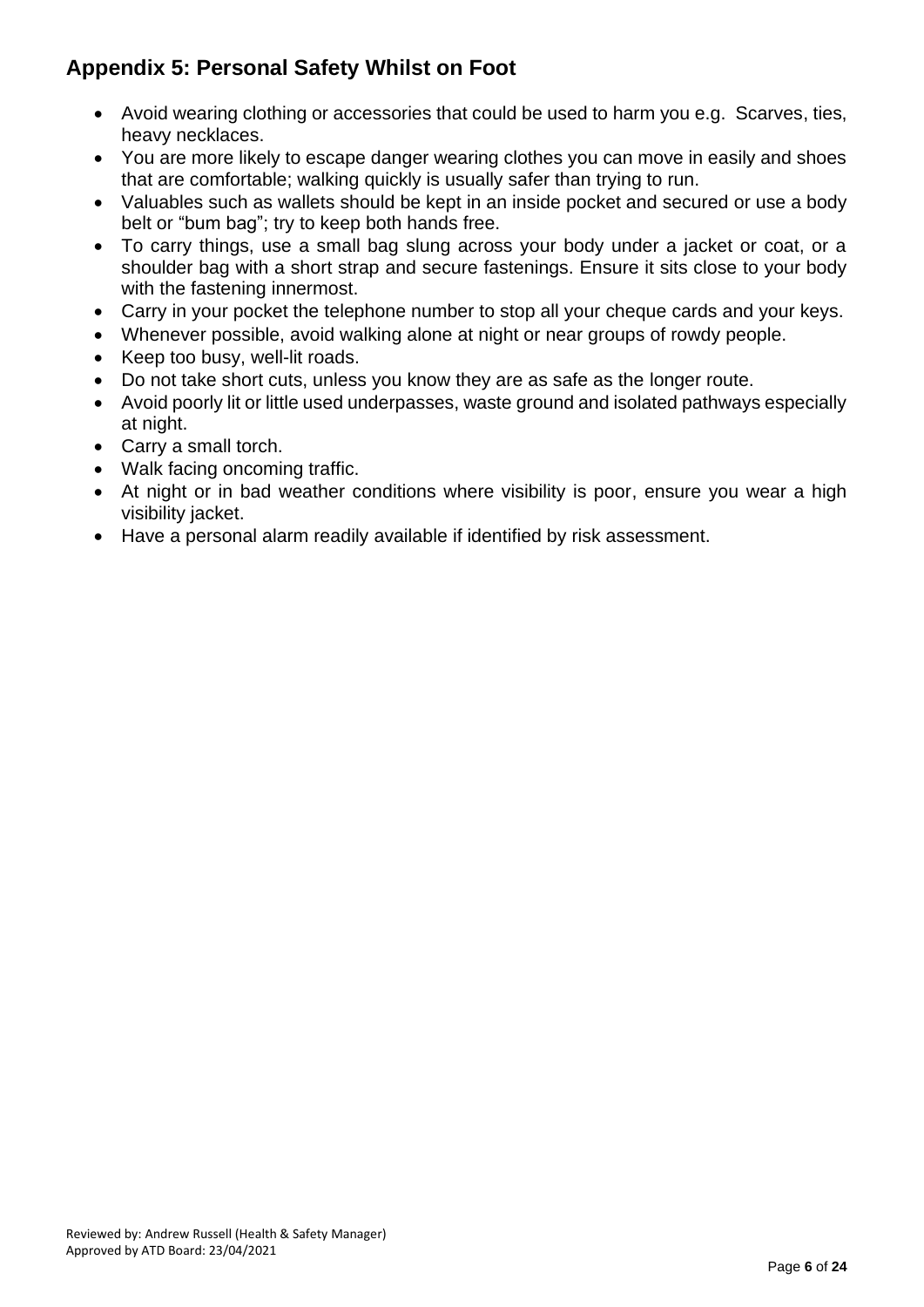## Appendix 5: Personal Safety Whilst on Foot

- Avoid wearing clothing or accessories that could be used to harm you e.g. Scarves, ties, heavy necklaces.
- You are more likely to escape danger wearing clothes you can move in easily and shoes that are comfortable; walking quickly is usually safer than trying to run.
- Valuables such as wallets should be kept in an inside pocket and secured or use a body belt or "bum bag"; try to keep both hands free.
- To carry things, use a small bag slung across your body under a jacket or coat, or a shoulder bag with a short strap and secure fastenings. Ensure it sits close to your body with the fastening innermost.
- Carry in your pocket the telephone number to stop all your cheque cards and your keys.
- Whenever possible, avoid walking alone at night or near groups of rowdy people.
- Keep too busy, well-lit roads.
- Do not take short cuts, unless you know they are as safe as the longer route.
- Avoid poorly lit or little used underpasses, waste ground and isolated pathways especially at night.
- Carry a small torch.
- Walk facing oncoming traffic.
- At night or in bad weather conditions where visibility is poor, ensure you wear a high visibility jacket.
- Have a personal alarm readily available if identified by risk assessment.

Reviewed by: Andrew Russell (Health & Safety Manager)
Approved by ATD Board: 23/04/2021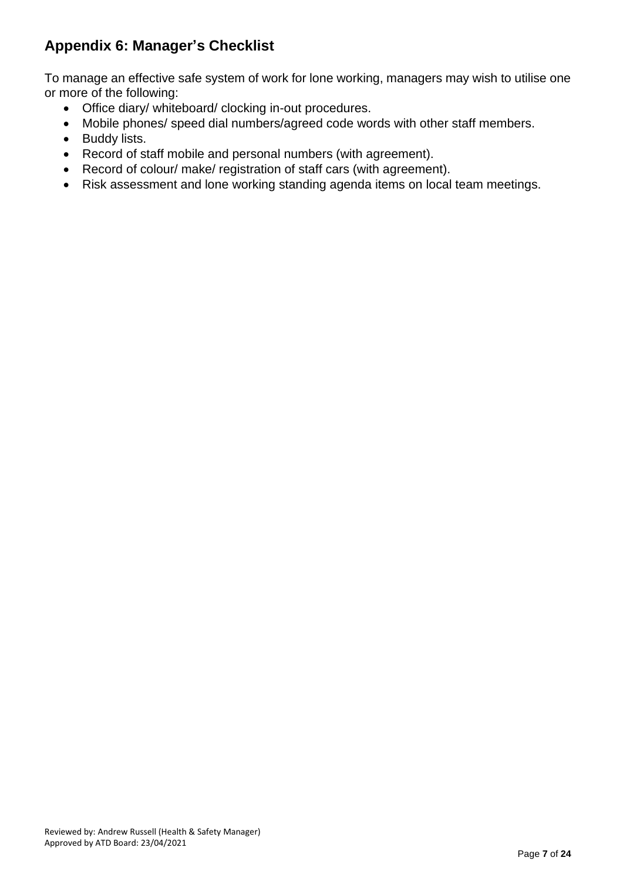## Appendix 6: Manager's Checklist

To manage an effective safe system of work for lone working, managers may wish to utilise one or more of the following:

- Office diary/ whiteboard/ clocking in-out procedures.
- Mobile phones/ speed dial numbers/agreed code words with other staff members.
- Buddy lists.
- Record of staff mobile and personal numbers (with agreement).
- Record of colour/ make/ registration of staff cars (with agreement).
- Risk assessment and lone working standing agenda items on local team meetings.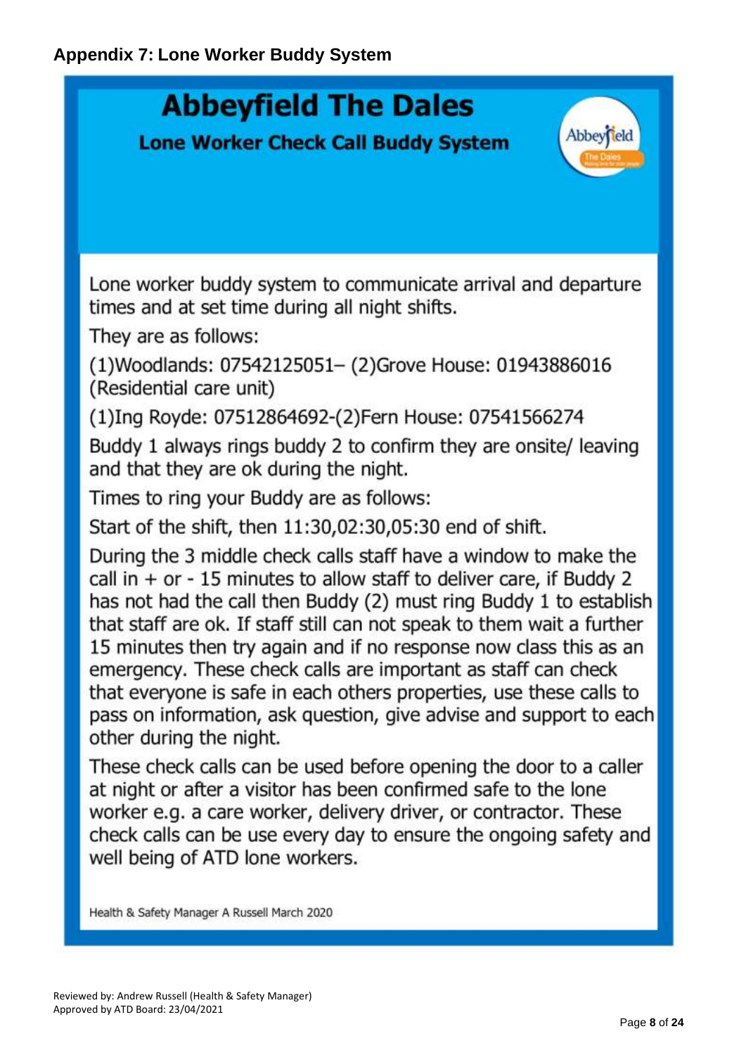## Appendix 7: Lone Worker Buddy System

# Abbeyfield The Dales

### Lone Worker Check Call Buddy System

Lone worker buddy system to communicate arrival and departure times and at set time during all night shifts.

They are as follows:

(1)Woodlands: 07542125051– (2)Grove House: 01943886016 (Residential care unit)

(1)Ing Royde: 07512864692-(2)Fern House: 07541566274

Buddy 1 always rings buddy 2 to confirm they are onsite/ leaving and that they are ok during the night.

Times to ring your Buddy are as follows:

Start of the shift, then 11:30,02:30,05:30 end of shift.

During the 3 middle check calls staff have a window to make the call in + or - 15 minutes to allow staff to deliver care, if Buddy 2 has not had the call then Buddy (2) must ring Buddy 1 to establish that staff are ok. If staff still can not speak to them wait a further 15 minutes then try again and if no response now class this as an emergency. These check calls are important as staff can check that everyone is safe in each others properties, use these calls to pass on information, ask question, give advise and support to each other during the night.

These check calls can be used before opening the door to a caller at night or after a visitor has been confirmed safe to the lone worker e.g. a care worker, delivery driver, or contractor. These check calls can be use every day to ensure the ongoing safety and well being of ATD lone workers.

Health & Safety Manager A Russell March 2020

Reviewed by: Andrew Russell (Health & Safety Manager)
Approved by ATD Board: 23/04/2021